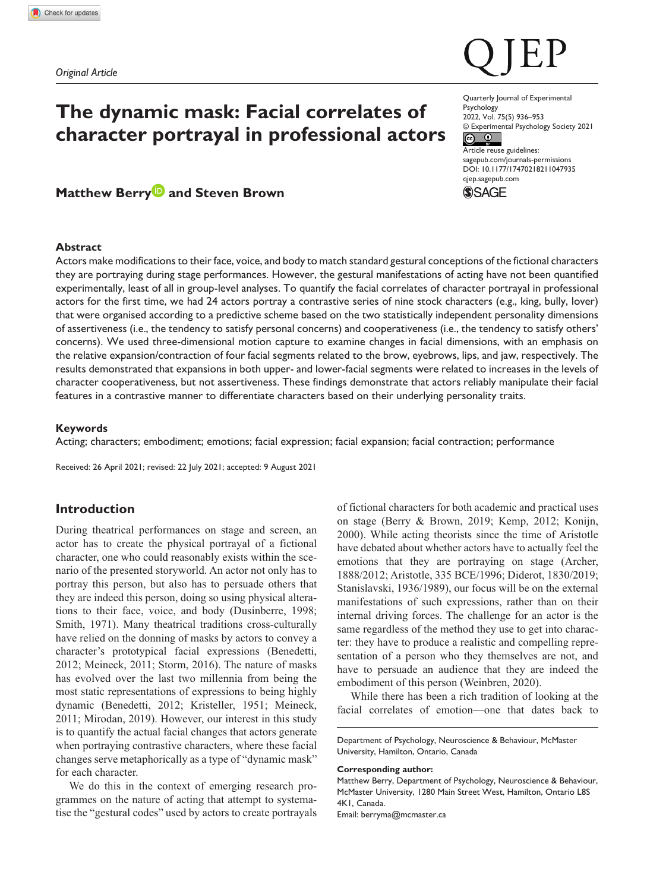*Original Article*

# The dynamic mask: Facial correlates of character portrayal in professional actors

Quarterly Journal of Experimental Psychology
2022, Vol. 75(5) 936–953
© Experimental Psychology Society 2021
Article reuse guidelines:
sagepub.com/journals-permissions
DOI: 10.1177/17470218211047935
qjep.sagepub.com

**Matthew Berry and Steven Brown**

## Abstract

Actors make modifications to their face, voice, and body to match standard gestural conceptions of the fictional characters they are portraying during stage performances. However, the gestural manifestations of acting have not been quantified experimentally, least of all in group-level analyses. To quantify the facial correlates of character portrayal in professional actors for the first time, we had 24 actors portray a contrastive series of nine stock characters (e.g., king, bully, lover) that were organised according to a predictive scheme based on the two statistically independent personality dimensions of assertiveness (i.e., the tendency to satisfy personal concerns) and cooperativeness (i.e., the tendency to satisfy others' concerns). We used three-dimensional motion capture to examine changes in facial dimensions, with an emphasis on the relative expansion/contraction of four facial segments related to the brow, eyebrows, lips, and jaw, respectively. The results demonstrated that expansions in both upper- and lower-facial segments were related to increases in the levels of character cooperativeness, but not assertiveness. These findings demonstrate that actors reliably manipulate their facial features in a contrastive manner to differentiate characters based on their underlying personality traits.

### Keywords

Acting; characters; embodiment; emotions; facial expression; facial expansion; facial contraction; performance

Received: 26 April 2021; revised: 22 July 2021; accepted: 9 August 2021

## Introduction

During theatrical performances on stage and screen, an actor has to create the physical portrayal of a fictional character, one who could reasonably exists within the scenario of the presented storyworld. An actor not only has to portray this person, but also has to persuade others that they are indeed this person, doing so using physical alterations to their face, voice, and body (Dusinberre, 1998; Smith, 1971). Many theatrical traditions cross-culturally have relied on the donning of masks by actors to convey a character's prototypical facial expressions (Benedetti, 2012; Meineck, 2011; Storm, 2016). The nature of masks has evolved over the last two millennia from being the most static representations of expressions to being highly dynamic (Benedetti, 2012; Kristeller, 1951; Meineck, 2011; Mirodan, 2019). However, our interest in this study is to quantify the actual facial changes that actors generate when portraying contrastive characters, where these facial changes serve metaphorically as a type of "dynamic mask" for each character.

We do this in the context of emerging research programmes on the nature of acting that attempt to systematise the "gestural codes" used by actors to create portrayals of fictional characters for both academic and practical uses on stage (Berry & Brown, 2019; Kemp, 2012; Konijn, 2000). While acting theorists since the time of Aristotle have debated about whether actors have to actually feel the emotions that they are portraying on stage (Archer, 1888/2012; Aristotle, 335 BCE/1996; Diderot, 1830/2019; Stanislavski, 1936/1989), our focus will be on the external manifestations of such expressions, rather than on their internal driving forces. The challenge for an actor is the same regardless of the method they use to get into character: they have to produce a realistic and compelling representation of a person who they themselves are not, and have to persuade an audience that they are indeed the embodiment of this person (Weinbren, 2020).

While there has been a rich tradition of looking at the facial correlates of emotion—one that dates back to

Department of Psychology, Neuroscience & Behaviour, McMaster University, Hamilton, Ontario, Canada

**Corresponding author:**
Matthew Berry, Department of Psychology, Neuroscience & Behaviour, McMaster University, 1280 Main Street West, Hamilton, Ontario L8S 4K1, Canada.
Email: berryma@mcmaster.ca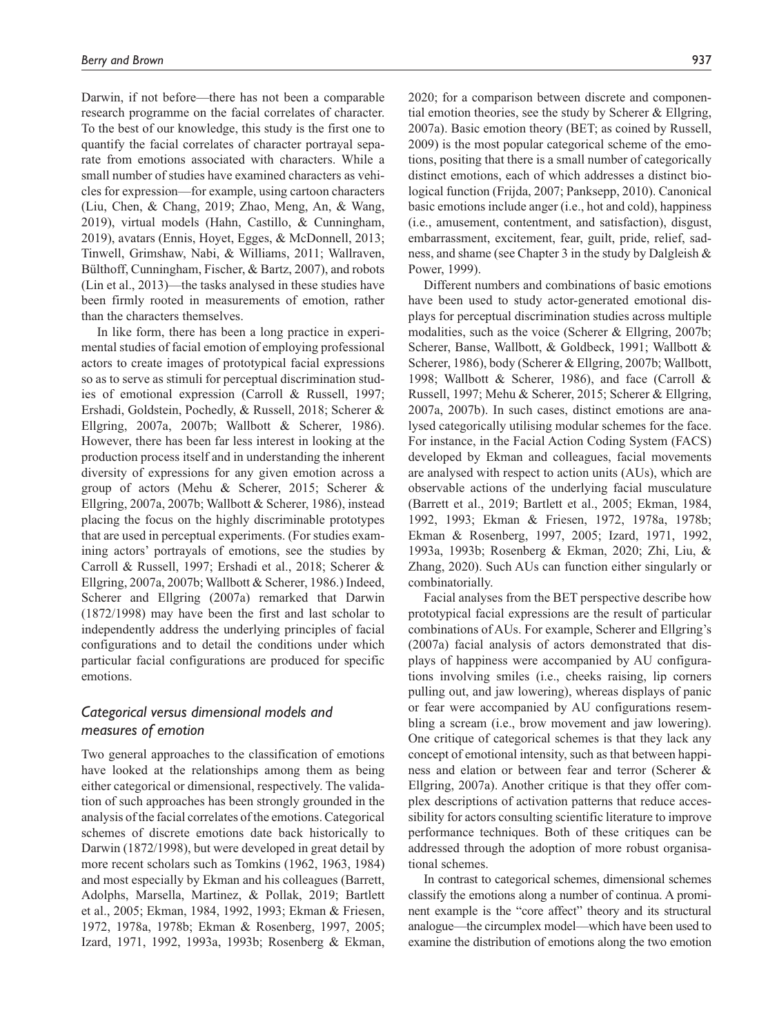Darwin, if not before—there has not been a comparable research programme on the facial correlates of character. To the best of our knowledge, this study is the first one to quantify the facial correlates of character portrayal separate from emotions associated with characters. While a small number of studies have examined characters as vehicles for expression—for example, using cartoon characters (Liu, Chen, & Chang, 2019; Zhao, Meng, An, & Wang, 2019), virtual models (Hahn, Castillo, & Cunningham, 2019), avatars (Ennis, Hoyet, Egges, & McDonnell, 2013; Tinwell, Grimshaw, Nabi, & Williams, 2011; Wallraven, Bülthoff, Cunningham, Fischer, & Bartz, 2007), and robots (Lin et al., 2013)—the tasks analysed in these studies have been firmly rooted in measurements of emotion, rather than the characters themselves.

In like form, there has been a long practice in experimental studies of facial emotion of employing professional actors to create images of prototypical facial expressions so as to serve as stimuli for perceptual discrimination studies of emotional expression (Carroll & Russell, 1997; Ershadi, Goldstein, Pochedly, & Russell, 2018; Scherer & Ellgring, 2007a, 2007b; Wallbott & Scherer, 1986). However, there has been far less interest in looking at the production process itself and in understanding the inherent diversity of expressions for any given emotion across a group of actors (Mehu & Scherer, 2015; Scherer & Ellgring, 2007a, 2007b; Wallbott & Scherer, 1986), instead placing the focus on the highly discriminable prototypes that are used in perceptual experiments. (For studies examining actors' portrayals of emotions, see the studies by Carroll & Russell, 1997; Ershadi et al., 2018; Scherer & Ellgring, 2007a, 2007b; Wallbott & Scherer, 1986.) Indeed, Scherer and Ellgring (2007a) remarked that Darwin (1872/1998) may have been the first and last scholar to independently address the underlying principles of facial configurations and to detail the conditions under which particular facial configurations are produced for specific emotions.

## *Categorical versus dimensional models and measures of emotion*

Two general approaches to the classification of emotions have looked at the relationships among them as being either categorical or dimensional, respectively. The validation of such approaches has been strongly grounded in the analysis of the facial correlates of the emotions. Categorical schemes of discrete emotions date back historically to Darwin (1872/1998), but were developed in great detail by more recent scholars such as Tomkins (1962, 1963, 1984) and most especially by Ekman and his colleagues (Barrett, Adolphs, Marsella, Martinez, & Pollak, 2019; Bartlett et al., 2005; Ekman, 1984, 1992, 1993; Ekman & Friesen, 1972, 1978a, 1978b; Ekman & Rosenberg, 1997, 2005; Izard, 1971, 1992, 1993a, 1993b; Rosenberg & Ekman, 2020; for a comparison between discrete and componential emotion theories, see the study by Scherer & Ellgring, 2007a). Basic emotion theory (BET; as coined by Russell, 2009) is the most popular categorical scheme of the emotions, positing that there is a small number of categorically distinct emotions, each of which addresses a distinct biological function (Frijda, 2007; Panksepp, 2010). Canonical basic emotions include anger (i.e., hot and cold), happiness (i.e., amusement, contentment, and satisfaction), disgust, embarrassment, excitement, fear, guilt, pride, relief, sadness, and shame (see Chapter 3 in the study by Dalgleish & Power, 1999).

Different numbers and combinations of basic emotions have been used to study actor-generated emotional displays for perceptual discrimination studies across multiple modalities, such as the voice (Scherer & Ellgring, 2007b; Scherer, Banse, Wallbott, & Goldbeck, 1991; Wallbott & Scherer, 1986), body (Scherer & Ellgring, 2007b; Wallbott, 1998; Wallbott & Scherer, 1986), and face (Carroll & Russell, 1997; Mehu & Scherer, 2015; Scherer & Ellgring, 2007a, 2007b). In such cases, distinct emotions are analysed categorically utilising modular schemes for the face. For instance, in the Facial Action Coding System (FACS) developed by Ekman and colleagues, facial movements are analysed with respect to action units (AUs), which are observable actions of the underlying facial musculature (Barrett et al., 2019; Bartlett et al., 2005; Ekman, 1984, 1992, 1993; Ekman & Friesen, 1972, 1978a, 1978b; Ekman & Rosenberg, 1997, 2005; Izard, 1971, 1992, 1993a, 1993b; Rosenberg & Ekman, 2020; Zhi, Liu, & Zhang, 2020). Such AUs can function either singularly or combinatorially.

Facial analyses from the BET perspective describe how prototypical facial expressions are the result of particular combinations of AUs. For example, Scherer and Ellgring's (2007a) facial analysis of actors demonstrated that displays of happiness were accompanied by AU configurations involving smiles (i.e., cheeks raising, lip corners pulling out, and jaw lowering), whereas displays of panic or fear were accompanied by AU configurations resembling a scream (i.e., brow movement and jaw lowering). One critique of categorical schemes is that they lack any concept of emotional intensity, such as that between happiness and elation or between fear and terror (Scherer & Ellgring, 2007a). Another critique is that they offer complex descriptions of activation patterns that reduce accessibility for actors consulting scientific literature to improve performance techniques. Both of these critiques can be addressed through the adoption of more robust organisational schemes.

In contrast to categorical schemes, dimensional schemes classify the emotions along a number of continua. A prominent example is the "core affect" theory and its structural analogue—the circumplex model—which have been used to examine the distribution of emotions along the two emotion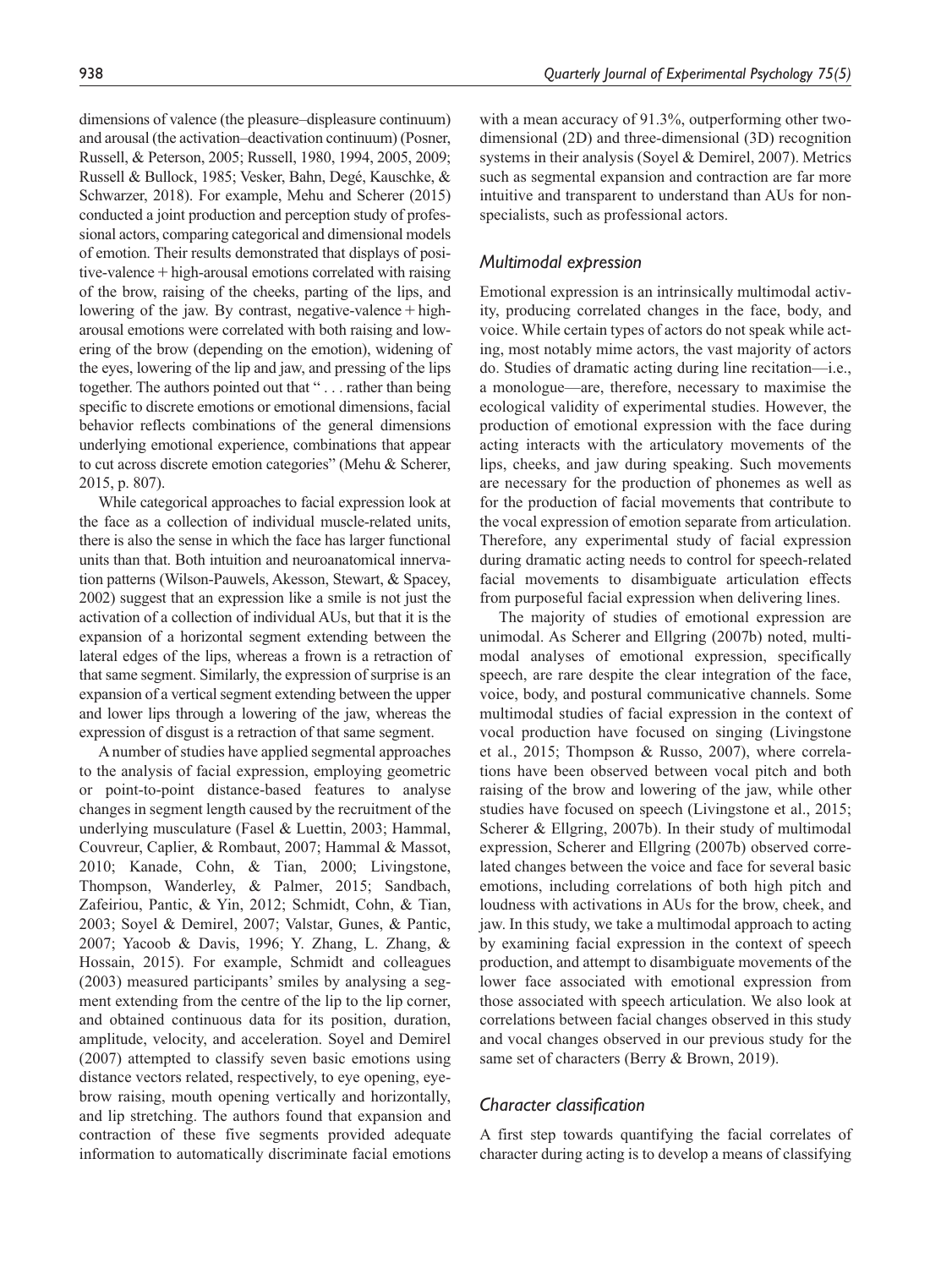dimensions of valence (the pleasure–displeasure continuum) and arousal (the activation–deactivation continuum) (Posner, Russell, & Peterson, 2005; Russell, 1980, 1994, 2005, 2009; Russell & Bullock, 1985; Vesker, Bahn, Degé, Kauschke, & Schwarzer, 2018). For example, Mehu and Scherer (2015) conducted a joint production and perception study of professional actors, comparing categorical and dimensional models of emotion. Their results demonstrated that displays of positive-valence + high-arousal emotions correlated with raising of the brow, raising of the cheeks, parting of the lips, and lowering of the jaw. By contrast, negative-valence + high-arousal emotions were correlated with both raising and lowering of the brow (depending on the emotion), widening of the eyes, lowering of the lip and jaw, and pressing of the lips together. The authors pointed out that " . . . rather than being specific to discrete emotions or emotional dimensions, facial behavior reflects combinations of the general dimensions underlying emotional experience, combinations that appear to cut across discrete emotion categories" (Mehu & Scherer, 2015, p. 807).

While categorical approaches to facial expression look at the face as a collection of individual muscle-related units, there is also the sense in which the face has larger functional units than that. Both intuition and neuroanatomical innervation patterns (Wilson-Pauwels, Akesson, Stewart, & Spacey, 2002) suggest that an expression like a smile is not just the activation of a collection of individual AUs, but that it is the expansion of a horizontal segment extending between the lateral edges of the lips, whereas a frown is a retraction of that same segment. Similarly, the expression of surprise is an expansion of a vertical segment extending between the upper and lower lips through a lowering of the jaw, whereas the expression of disgust is a retraction of that same segment.

A number of studies have applied segmental approaches to the analysis of facial expression, employing geometric or point-to-point distance-based features to analyse changes in segment length caused by the recruitment of the underlying musculature (Fasel & Luettin, 2003; Hammal, Couvreur, Caplier, & Rombaut, 2007; Hammal & Massot, 2010; Kanade, Cohn, & Tian, 2000; Livingstone, Thompson, Wanderley, & Palmer, 2015; Sandbach, Zafeiriou, Pantic, & Yin, 2012; Schmidt, Cohn, & Tian, 2003; Soyel & Demirel, 2007; Valstar, Gunes, & Pantic, 2007; Yacoob & Davis, 1996; Y. Zhang, L. Zhang, & Hossain, 2015). For example, Schmidt and colleagues (2003) measured participants' smiles by analysing a segment extending from the centre of the lip to the lip corner, and obtained continuous data for its position, duration, amplitude, velocity, and acceleration. Soyel and Demirel (2007) attempted to classify seven basic emotions using distance vectors related, respectively, to eye opening, eyebrow raising, mouth opening vertically and horizontally, and lip stretching. The authors found that expansion and contraction of these five segments provided adequate information to automatically discriminate facial emotions with a mean accuracy of 91.3%, outperforming other two-dimensional (2D) and three-dimensional (3D) recognition systems in their analysis (Soyel & Demirel, 2007). Metrics such as segmental expansion and contraction are far more intuitive and transparent to understand than AUs for non-specialists, such as professional actors.

### *Multimodal expression*

Emotional expression is an intrinsically multimodal activity, producing correlated changes in the face, body, and voice. While certain types of actors do not speak while acting, most notably mime actors, the vast majority of actors do. Studies of dramatic acting during line recitation—i.e., a monologue—are, therefore, necessary to maximise the ecological validity of experimental studies. However, the production of emotional expression with the face during acting interacts with the articulatory movements of the lips, cheeks, and jaw during speaking. Such movements are necessary for the production of phonemes as well as for the production of facial movements that contribute to the vocal expression of emotion separate from articulation. Therefore, any experimental study of facial expression during dramatic acting needs to control for speech-related facial movements to disambiguate articulation effects from purposeful facial expression when delivering lines.

The majority of studies of emotional expression are unimodal. As Scherer and Ellgring (2007b) noted, multimodal analyses of emotional expression, specifically speech, are rare despite the clear integration of the face, voice, body, and postural communicative channels. Some multimodal studies of facial expression in the context of vocal production have focused on singing (Livingstone et al., 2015; Thompson & Russo, 2007), where correlations have been observed between vocal pitch and both raising of the brow and lowering of the jaw, while other studies have focused on speech (Livingstone et al., 2015; Scherer & Ellgring, 2007b). In their study of multimodal expression, Scherer and Ellgring (2007b) observed correlated changes between the voice and face for several basic emotions, including correlations of both high pitch and loudness with activations in AUs for the brow, cheek, and jaw. In this study, we take a multimodal approach to acting by examining facial expression in the context of speech production, and attempt to disambiguate movements of the lower face associated with emotional expression from those associated with speech articulation. We also look at correlations between facial changes observed in this study and vocal changes observed in our previous study for the same set of characters (Berry & Brown, 2019).

### *Character classification*

A first step towards quantifying the facial correlates of character during acting is to develop a means of classifying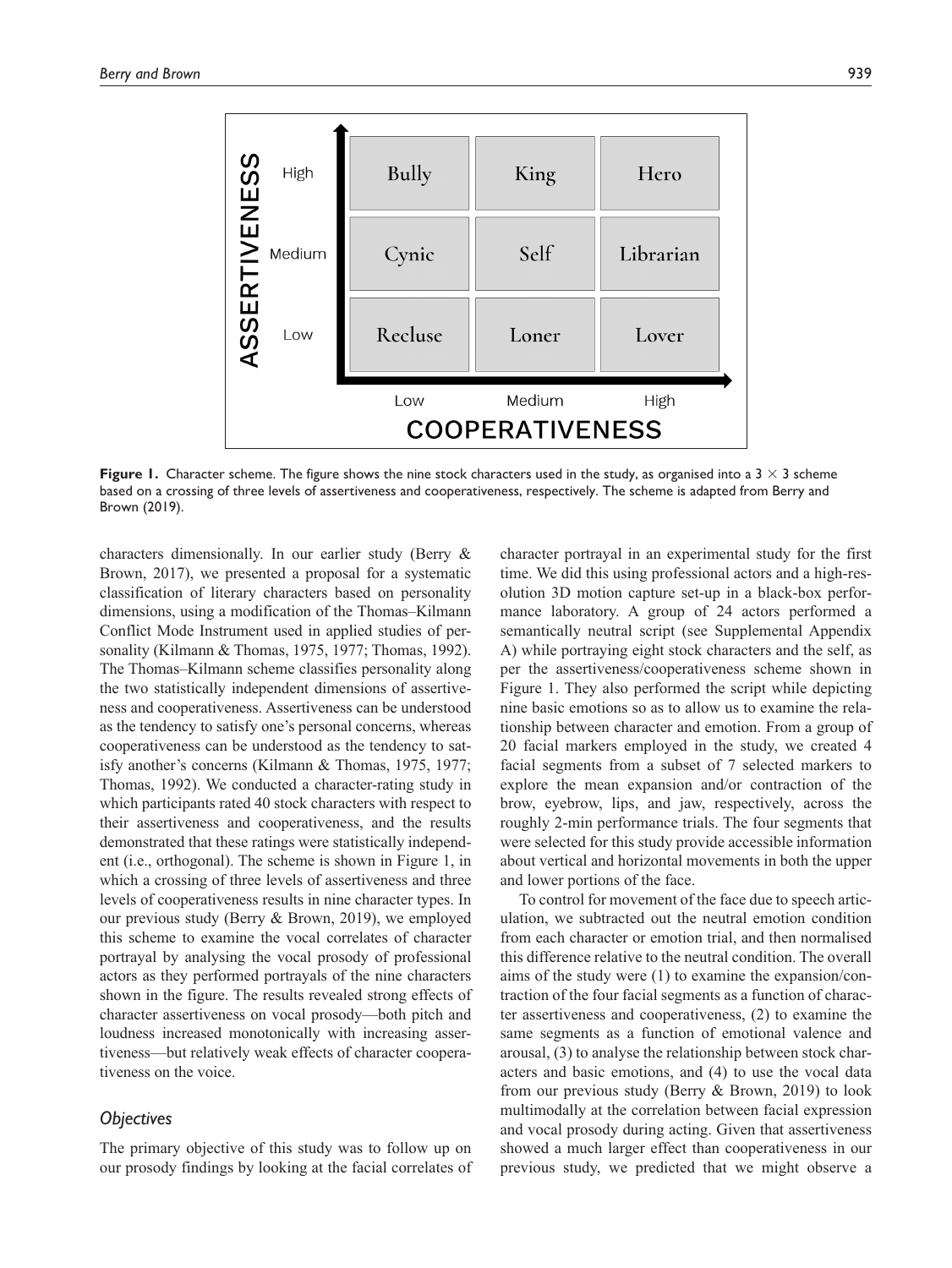| ASSERTIVENESS | Low COOPERATIVENESS | Medium COOPERATIVENESS | High COOPERATIVENESS |
|---|---|---|---|
| High | Bully | King | Hero |
| Medium | Cynic | Self | Librarian |
| Low | Recluse | Loner | Lover |

**Figure 1.** Character scheme. The figure shows the nine stock characters used in the study, as organised into a 3 × 3 scheme based on a crossing of three levels of assertiveness and cooperativeness, respectively. The scheme is adapted from Berry and Brown (2019).

characters dimensionally. In our earlier study (Berry & Brown, 2017), we presented a proposal for a systematic classification of literary characters based on personality dimensions, using a modification of the Thomas–Kilmann Conflict Mode Instrument used in applied studies of personality (Kilmann & Thomas, 1975, 1977; Thomas, 1992). The Thomas–Kilmann scheme classifies personality along the two statistically independent dimensions of assertiveness and cooperativeness. Assertiveness can be understood as the tendency to satisfy one's personal concerns, whereas cooperativeness can be understood as the tendency to satisfy another's concerns (Kilmann & Thomas, 1975, 1977; Thomas, 1992). We conducted a character-rating study in which participants rated 40 stock characters with respect to their assertiveness and cooperativeness, and the results demonstrated that these ratings were statistically independent (i.e., orthogonal). The scheme is shown in Figure 1, in which a crossing of three levels of assertiveness and three levels of cooperativeness results in nine character types. In our previous study (Berry & Brown, 2019), we employed this scheme to examine the vocal correlates of character portrayal by analysing the vocal prosody of professional actors as they performed portrayals of the nine characters shown in the figure. The results revealed strong effects of character assertiveness on vocal prosody—both pitch and loudness increased monotonically with increasing assertiveness—but relatively weak effects of character cooperativeness on the voice.

### *Objectives*

The primary objective of this study was to follow up on our prosody findings by looking at the facial correlates of character portrayal in an experimental study for the first time. We did this using professional actors and a high-resolution 3D motion capture set-up in a black-box performance laboratory. A group of 24 actors performed a semantically neutral script (see Supplemental Appendix A) while portraying eight stock characters and the self, as per the assertiveness/cooperativeness scheme shown in Figure 1. They also performed the script while depicting nine basic emotions so as to allow us to examine the relationship between character and emotion. From a group of 20 facial markers employed in the study, we created 4 facial segments from a subset of 7 selected markers to explore the mean expansion and/or contraction of the brow, eyebrow, lips, and jaw, respectively, across the roughly 2-min performance trials. The four segments that were selected for this study provide accessible information about vertical and horizontal movements in both the upper and lower portions of the face.

To control for movement of the face due to speech articulation, we subtracted out the neutral emotion condition from each character or emotion trial, and then normalised this difference relative to the neutral condition. The overall aims of the study were (1) to examine the expansion/contraction of the four facial segments as a function of character assertiveness and cooperativeness, (2) to examine the same segments as a function of emotional valence and arousal, (3) to analyse the relationship between stock characters and basic emotions, and (4) to use the vocal data from our previous study (Berry & Brown, 2019) to look multimodally at the correlation between facial expression and vocal prosody during acting. Given that assertiveness showed a much larger effect than cooperativeness in our previous study, we predicted that we might observe a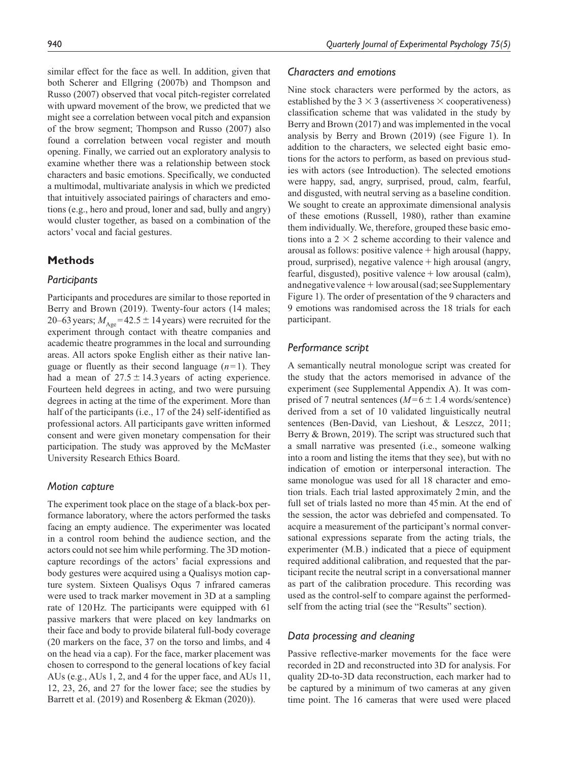similar effect for the face as well. In addition, given that both Scherer and Ellgring (2007b) and Thompson and Russo (2007) observed that vocal pitch-register correlated with upward movement of the brow, we predicted that we might see a correlation between vocal pitch and expansion of the brow segment; Thompson and Russo (2007) also found a correlation between vocal register and mouth opening. Finally, we carried out an exploratory analysis to examine whether there was a relationship between stock characters and basic emotions. Specifically, we conducted a multimodal, multivariate analysis in which we predicted that intuitively associated pairings of characters and emotions (e.g., hero and proud, loner and sad, bully and angry) would cluster together, as based on a combination of the actors' vocal and facial gestures.

## Methods

### Participants

Participants and procedures are similar to those reported in Berry and Brown (2019). Twenty-four actors (14 males; 20–63 years; $M_{Age} = 42.5 \pm 14$ years) were recruited for the experiment through contact with theatre companies and academic theatre programmes in the local and surrounding areas. All actors spoke English either as their native language or fluently as their second language ($n = 1$). They had a mean of $27.5 \pm 14.3$ years of acting experience. Fourteen held degrees in acting, and two were pursuing degrees in acting at the time of the experiment. More than half of the participants (i.e., 17 of the 24) self-identified as professional actors. All participants gave written informed consent and were given monetary compensation for their participation. The study was approved by the McMaster University Research Ethics Board.

### Motion capture

The experiment took place on the stage of a black-box performance laboratory, where the actors performed the tasks facing an empty audience. The experimenter was located in a control room behind the audience section, and the actors could not see him while performing. The 3D motion-capture recordings of the actors' facial expressions and body gestures were acquired using a Qualisys motion capture system. Sixteen Qualisys Oqus 7 infrared cameras were used to track marker movement in 3D at a sampling rate of 120 Hz. The participants were equipped with 61 passive markers that were placed on key landmarks on their face and body to provide bilateral full-body coverage (20 markers on the face, 37 on the torso and limbs, and 4 on the head via a cap). For the face, marker placement was chosen to correspond to the general locations of key facial AUs (e.g., AUs 1, 2, and 4 for the upper face, and AUs 11, 12, 23, 26, and 27 for the lower face; see the studies by Barrett et al. (2019) and Rosenberg & Ekman (2020)).

### Characters and emotions

Nine stock characters were performed by the actors, as established by the $3 \times 3$ (assertiveness $\times$ cooperativeness) classification scheme that was validated in the study by Berry and Brown (2017) and was implemented in the vocal analysis by Berry and Brown (2019) (see Figure 1). In addition to the characters, we selected eight basic emotions for the actors to perform, as based on previous studies with actors (see Introduction). The selected emotions were happy, sad, angry, surprised, proud, calm, fearful, and disgusted, with neutral serving as a baseline condition. We sought to create an approximate dimensional analysis of these emotions (Russell, 1980), rather than examine them individually. We, therefore, grouped these basic emotions into a $2 \times 2$ scheme according to their valence and arousal as follows: positive valence + high arousal (happy, proud, surprised), negative valence + high arousal (angry, fearful, disgusted), positive valence + low arousal (calm), and negative valence + low arousal (sad; see Supplementary Figure 1). The order of presentation of the 9 characters and 9 emotions was randomised across the 18 trials for each participant.

### Performance script

A semantically neutral monologue script was created for the study that the actors memorised in advance of the experiment (see Supplemental Appendix A). It was comprised of 7 neutral sentences ($M = 6 \pm 1.4$ words/sentence) derived from a set of 10 validated linguistically neutral sentences (Ben-David, van Lieshout, & Leszcz, 2011; Berry & Brown, 2019). The script was structured such that a small narrative was presented (i.e., someone walking into a room and listing the items that they see), but with no indication of emotion or interpersonal interaction. The same monologue was used for all 18 character and emotion trials. Each trial lasted approximately 2 min, and the full set of trials lasted no more than 45 min. At the end of the session, the actor was debriefed and compensated. To acquire a measurement of the participant's normal conversational expressions separate from the acting trials, the experimenter (M.B.) indicated that a piece of equipment required additional calibration, and requested that the participant recite the neutral script in a conversational manner as part of the calibration procedure. This recording was used as the control-self to compare against the performed-self from the acting trial (see the "Results" section).

### Data processing and cleaning

Passive reflective-marker movements for the face were recorded in 2D and reconstructed into 3D for analysis. For quality 2D-to-3D data reconstruction, each marker had to be captured by a minimum of two cameras at any given time point. The 16 cameras that were used were placed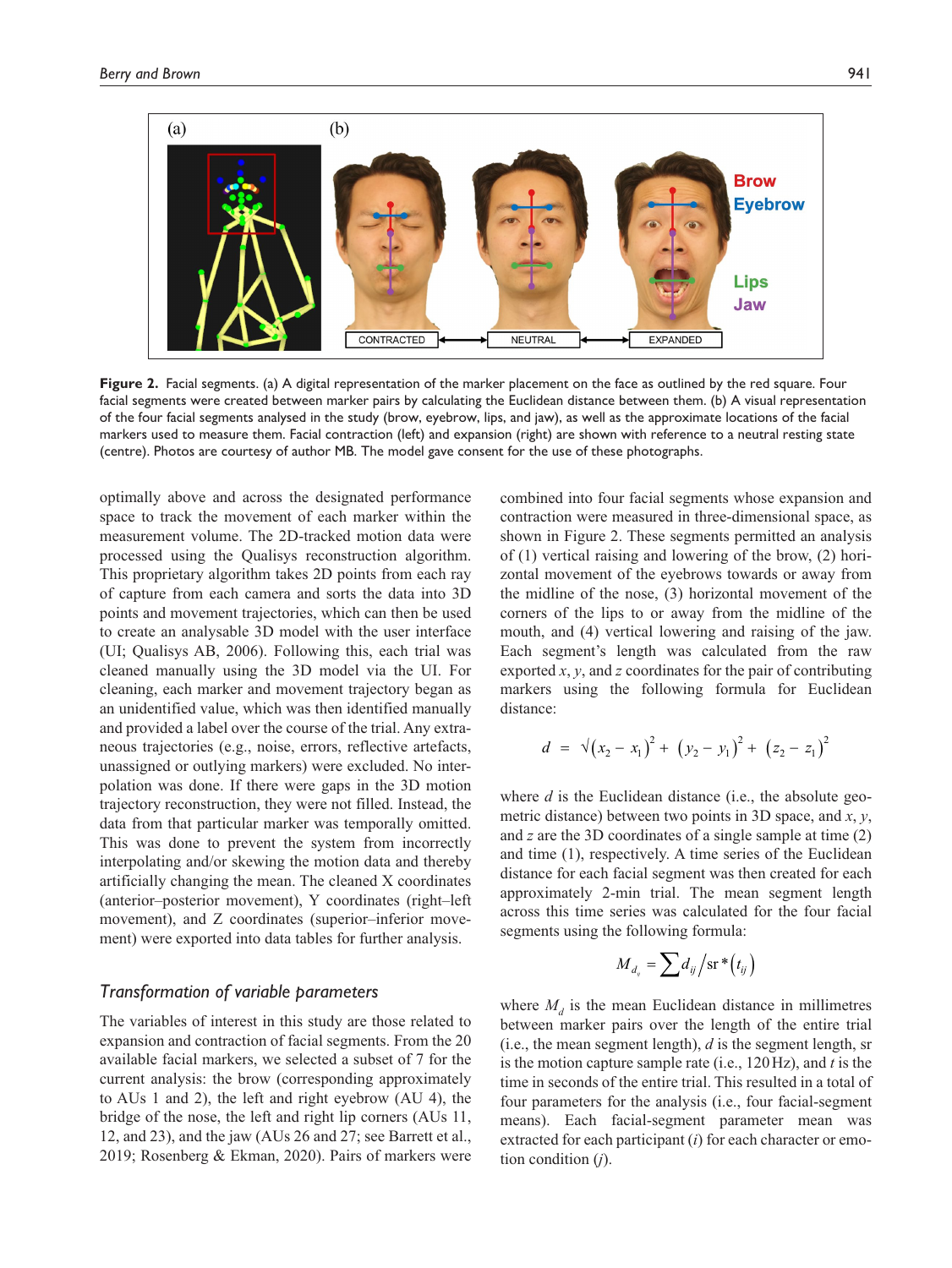Figure 2. Facial segments. (a) A digital representation of the marker placement on the face as outlined by the red square. Four facial segments were created between marker pairs by calculating the Euclidean distance between them. (b) A visual representation of the four facial segments analysed in the study (brow, eyebrow, lips, and jaw), as well as the approximate locations of the facial markers used to measure them. Facial contraction (left) and expansion (right) are shown with reference to a neutral resting state (centre). Photos are courtesy of author MB. The model gave consent for the use of these photographs.

optimally above and across the designated performance space to track the movement of each marker within the measurement volume. The 2D-tracked motion data were processed using the Qualisys reconstruction algorithm. This proprietary algorithm takes 2D points from each ray of capture from each camera and sorts the data into 3D points and movement trajectories, which can then be used to create an analysable 3D model with the user interface (UI; Qualisys AB, 2006). Following this, each trial was cleaned manually using the 3D model via the UI. For cleaning, each marker and movement trajectory began as an unidentified value, which was then identified manually and provided a label over the course of the trial. Any extraneous trajectories (e.g., noise, errors, reflective artefacts, unassigned or outlying markers) were excluded. No interpolation was done. If there were gaps in the 3D motion trajectory reconstruction, they were not filled. Instead, the data from that particular marker was temporally omitted. This was done to prevent the system from incorrectly interpolating and/or skewing the motion data and thereby artificially changing the mean. The cleaned X coordinates (anterior–posterior movement), Y coordinates (right–left movement), and Z coordinates (superior–inferior movement) were exported into data tables for further analysis.

### *Transformation of variable parameters*

The variables of interest in this study are those related to expansion and contraction of facial segments. From the 20 available facial markers, we selected a subset of 7 for the current analysis: the brow (corresponding approximately to AUs 1 and 2), the left and right eyebrow (AU 4), the bridge of the nose, the left and right lip corners (AUs 11, 12, and 23), and the jaw (AUs 26 and 27; see Barrett et al., 2019; Rosenberg & Ekman, 2020). Pairs of markers were combined into four facial segments whose expansion and contraction were measured in three-dimensional space, as shown in Figure 2. These segments permitted an analysis of (1) vertical raising and lowering of the brow, (2) horizontal movement of the eyebrows towards or away from the midline of the nose, (3) horizontal movement of the corners of the lips to or away from the midline of the mouth, and (4) vertical lowering and raising of the jaw. Each segment's length was calculated from the raw exported $x$, $y$, and $z$ coordinates for the pair of contributing markers using the following formula for Euclidean distance:

$$d = \sqrt{(x_2 - x_1)^2 + (y_2 - y_1)^2 + (z_2 - z_1)^2}$$

where $d$ is the Euclidean distance (i.e., the absolute geometric distance) between two points in 3D space, and $x$, $y$, and $z$ are the 3D coordinates of a single sample at time (2) and time (1), respectively. A time series of the Euclidean distance for each facial segment was then created for each approximately 2-min trial. The mean segment length across this time series was calculated for the four facial segments using the following formula:

$$M_{d_{ij}} = \sum d_{ij} / \text{sr} * (t_{ij})$$

where $M_d$ is the mean Euclidean distance in millimetres between marker pairs over the length of the entire trial (i.e., the mean segment length), $d$ is the segment length, sr is the motion capture sample rate (i.e., 120 Hz), and $t$ is the time in seconds of the entire trial. This resulted in a total of four parameters for the analysis (i.e., four facial-segment means). Each facial-segment parameter mean was extracted for each participant ($i$) for each character or emotion condition ($j$).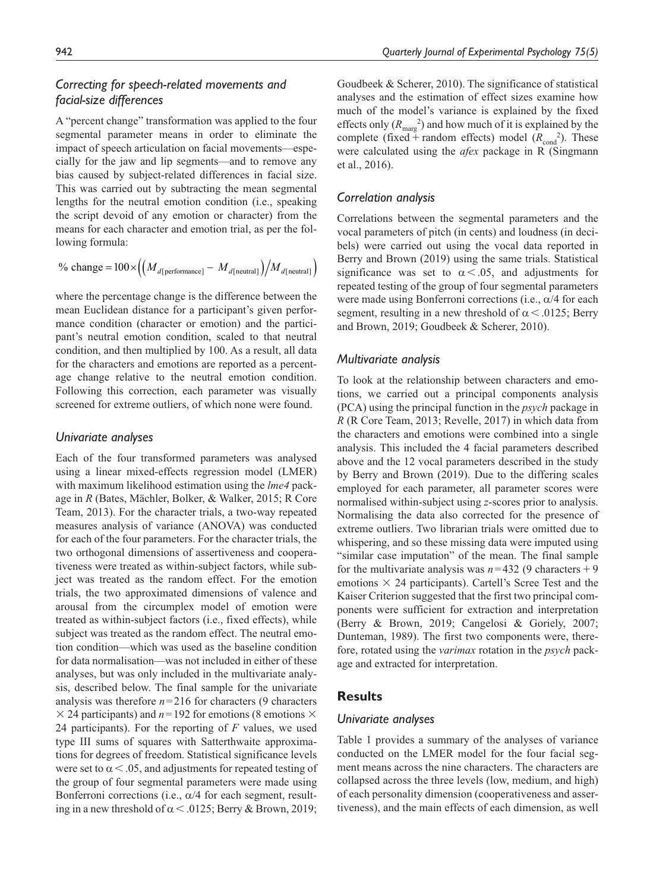### Correcting for speech-related movements and facial-size differences

A "percent change" transformation was applied to the four segmental parameter means in order to eliminate the impact of speech articulation on facial movements—especially for the jaw and lip segments—and to remove any bias caused by subject-related differences in facial size. This was carried out by subtracting the mean segmental lengths for the neutral emotion condition (i.e., speaking the script devoid of any emotion or character) from the means for each character and emotion trial, as per the following formula:

$$\%\ \text{change} = 100 \times \left( \left( M_{d[\text{performance}]} - M_{d[\text{neutral}]} \right) \big/ M_{d[\text{neutral}]} \right)$$

where the percentage change is the difference between the mean Euclidean distance for a participant's given performance condition (character or emotion) and the participant's neutral emotion condition, scaled to that neutral condition, and then multiplied by 100. As a result, all data for the characters and emotions are reported as a percentage change relative to the neutral emotion condition. Following this correction, each parameter was visually screened for extreme outliers, of which none were found.

### Univariate analyses

Each of the four transformed parameters was analysed using a linear mixed-effects regression model (LMER) with maximum likelihood estimation using the *lme4* package in *R* (Bates, Mächler, Bolker, & Walker, 2015; R Core Team, 2013). For the character trials, a two-way repeated measures analysis of variance (ANOVA) was conducted for each of the four parameters. For the character trials, the two orthogonal dimensions of assertiveness and cooperativeness were treated as within-subject factors, while subject was treated as the random effect. For the emotion trials, the two approximated dimensions of valence and arousal from the circumplex model of emotion were treated as within-subject factors (i.e., fixed effects), while subject was treated as the random effect. The neutral emotion condition—which was used as the baseline condition for data normalisation—was not included in either of these analyses, but was only included in the multivariate analysis, described below. The final sample for the univariate analysis was therefore $n=216$ for characters (9 characters $\times$ 24 participants) and $n=192$ for emotions (8 emotions $\times$ 24 participants). For the reporting of $F$ values, we used type III sums of squares with Satterthwaite approximations for degrees of freedom. Statistical significance levels were set to $\alpha < .05$, and adjustments for repeated testing of the group of four segmental parameters were made using Bonferroni corrections (i.e., $\alpha/4$ for each segment, resulting in a new threshold of $\alpha < .0125$; Berry & Brown, 2019; Goudbeek & Scherer, 2010). The significance of statistical analyses and the estimation of effect sizes examine how much of the model's variance is explained by the fixed effects only ($R_{\text{marg}}^2$) and how much of it is explained by the complete (fixed + random effects) model ($R_{\text{cond}}^2$). These were calculated using the *afex* package in R (Singmann et al., 2016).

### Correlation analysis

Correlations between the segmental parameters and the vocal parameters of pitch (in cents) and loudness (in decibels) were carried out using the vocal data reported in Berry and Brown (2019) using the same trials. Statistical significance was set to $\alpha < .05$, and adjustments for repeated testing of the group of four segmental parameters were made using Bonferroni corrections (i.e., $\alpha/4$ for each segment, resulting in a new threshold of $\alpha < .0125$; Berry and Brown, 2019; Goudbeek & Scherer, 2010).

### Multivariate analysis

To look at the relationship between characters and emotions, we carried out a principal components analysis (PCA) using the principal function in the *psych* package in *R* (R Core Team, 2013; Revelle, 2017) in which data from the characters and emotions were combined into a single analysis. This included the 4 facial parameters described above and the 12 vocal parameters described in the study by Berry and Brown (2019). Due to the differing scales employed for each parameter, all parameter scores were normalised within-subject using $z$-scores prior to analysis. Normalising the data also corrected for the presence of extreme outliers. Two librarian trials were omitted due to whispering, and so these missing data were imputed using "similar case imputation" of the mean. The final sample for the multivariate analysis was $n=432$ (9 characters + 9 emotions $\times$ 24 participants). Cartell's Scree Test and the Kaiser Criterion suggested that the first two principal components were sufficient for extraction and interpretation (Berry & Brown, 2019; Cangelosi & Goriely, 2007; Dunteman, 1989). The first two components were, therefore, rotated using the *varimax* rotation in the *psych* package and extracted for interpretation.

## Results

### Univariate analyses

Table 1 provides a summary of the analyses of variance conducted on the LMER model for the four facial segment means across the nine characters. The characters are collapsed across the three levels (low, medium, and high) of each personality dimension (cooperativeness and assertiveness), and the main effects of each dimension, as well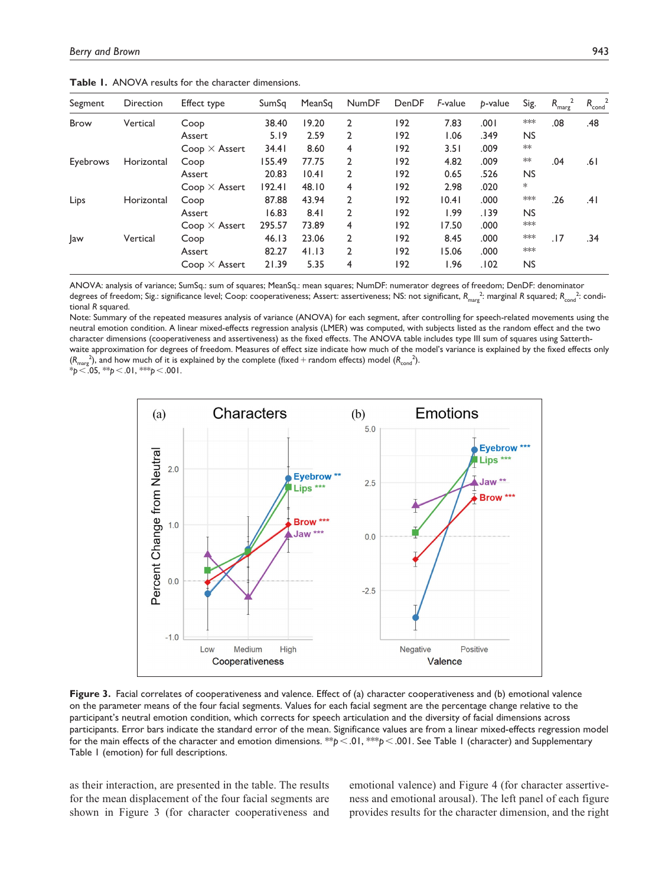**Table 1.** ANOVA results for the character dimensions.

| Segment | Direction | Effect type | SumSq | MeanSq | NumDF | DenDF | *F*-value | *p*-value | Sig. | $R_{marg}^2$ | $R_{cond}^2$ |
|---|---|---|---|---|---|---|---|---|---|---|---|
| Brow | Vertical | Coop | 38.40 | 19.20 | 2 | 192 | 7.83 | .001 | *** | .08 | .48 |
| | | Assert | 5.19 | 2.59 | 2 | 192 | 1.06 | .349 | NS | | |
| | | Coop × Assert | 34.41 | 8.60 | 4 | 192 | 3.51 | .009 | ** | | |
| Eyebrows | Horizontal | Coop | 155.49 | 77.75 | 2 | 192 | 4.82 | .009 | ** | .04 | .61 |
| | | Assert | 20.83 | 10.41 | 2 | 192 | 0.65 | .526 | NS | | |
| | | Coop × Assert | 192.41 | 48.10 | 4 | 192 | 2.98 | .020 | * | | |
| Lips | Horizontal | Coop | 87.88 | 43.94 | 2 | 192 | 10.41 | .000 | *** | .26 | .41 |
| | | Assert | 16.83 | 8.41 | 2 | 192 | 1.99 | .139 | NS | | |
| | | Coop × Assert | 295.57 | 73.89 | 4 | 192 | 17.50 | .000 | *** | | |
| Jaw | Vertical | Coop | 46.13 | 23.06 | 2 | 192 | 8.45 | .000 | *** | .17 | .34 |
| | | Assert | 82.27 | 41.13 | 2 | 192 | 15.06 | .000 | *** | | |
| | | Coop × Assert | 21.39 | 5.35 | 4 | 192 | 1.96 | .102 | NS | | |

ANOVA: analysis of variance; SumSq.: sum of squares; MeanSq.: mean squares; NumDF: numerator degrees of freedom; DenDF: denominator degrees of freedom; Sig.: significance level; Coop: cooperativeness; Assert: assertiveness; NS: not significant, $R_{marg}^2$: marginal *R* squared; $R_{cond}^2$: conditional *R* squared.

Note: Summary of the repeated measures analysis of variance (ANOVA) for each segment, after controlling for speech-related movements using the neutral emotion condition. A linear mixed-effects regression analysis (LMER) was computed, with subjects listed as the random effect and the two character dimensions (cooperativeness and assertiveness) as the fixed effects. The ANOVA table includes type III sum of squares using Satterthwaite approximation for degrees of freedom. Measures of effect size indicate how much of the model's variance is explained by the fixed effects only ($R_{marg}^2$), and how much of it is explained by the complete (fixed + random effects) model ($R_{cond}^2$).

*$p < .05$, **$p < .01$, ***$p < .001$.

**Figure 3.** Facial correlates of cooperativeness and valence. Effect of (a) character cooperativeness and (b) emotional valence on the parameter means of the four facial segments. Values for each facial segment are the percentage change relative to the participant's neutral emotion condition, which corrects for speech articulation and the diversity of facial dimensions across participants. Error bars indicate the standard error of the mean. Significance values are from a linear mixed-effects regression model for the main effects of the character and emotion dimensions. **$p < .01$, ***$p < .001$. See Table 1 (character) and Supplementary Table 1 (emotion) for full descriptions.

as their interaction, are presented in the table. The results for the mean displacement of the four facial segments are shown in Figure 3 (for character cooperativeness and emotional valence) and Figure 4 (for character assertiveness and emotional arousal). The left panel of each figure provides results for the character dimension, and the right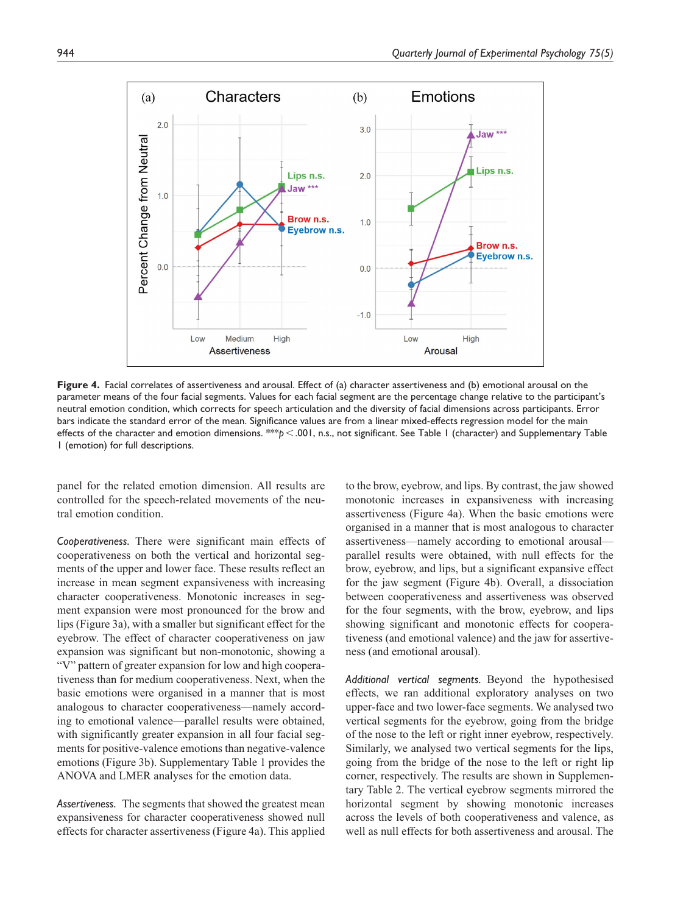**Figure 4.** Facial correlates of assertiveness and arousal. Effect of (a) character assertiveness and (b) emotional arousal on the parameter means of the four facial segments. Values for each facial segment are the percentage change relative to the participant's neutral emotion condition, which corrects for speech articulation and the diversity of facial dimensions across participants. Error bars indicate the standard error of the mean. Significance values are from a linear mixed-effects regression model for the main effects of the character and emotion dimensions. ***$p < .001$, n.s., not significant. See Table 1 (character) and Supplementary Table 1 (emotion) for full descriptions.

panel for the related emotion dimension. All results are controlled for the speech-related movements of the neutral emotion condition.

*Cooperativeness.* There were significant main effects of cooperativeness on both the vertical and horizontal segments of the upper and lower face. These results reflect an increase in mean segment expansiveness with increasing character cooperativeness. Monotonic increases in segment expansion were most pronounced for the brow and lips (Figure 3a), with a smaller but significant effect for the eyebrow. The effect of character cooperativeness on jaw expansion was significant but non-monotonic, showing a "V" pattern of greater expansion for low and high cooperativeness than for medium cooperativeness. Next, when the basic emotions were organised in a manner that is most analogous to character cooperativeness—namely according to emotional valence—parallel results were obtained, with significantly greater expansion in all four facial segments for positive-valence emotions than negative-valence emotions (Figure 3b). Supplementary Table 1 provides the ANOVA and LMER analyses for the emotion data.

*Assertiveness.* The segments that showed the greatest mean expansiveness for character cooperativeness showed null effects for character assertiveness (Figure 4a). This applied to the brow, eyebrow, and lips. By contrast, the jaw showed monotonic increases in expansiveness with increasing assertiveness (Figure 4a). When the basic emotions were organised in a manner that is most analogous to character assertiveness—namely according to emotional arousal—parallel results were obtained, with null effects for the brow, eyebrow, and lips, but a significant expansive effect for the jaw segment (Figure 4b). Overall, a dissociation between cooperativeness and assertiveness was observed for the four segments, with the brow, eyebrow, and lips showing significant and monotonic effects for cooperativeness (and emotional valence) and the jaw for assertiveness (and emotional arousal).

*Additional vertical segments.* Beyond the hypothesised effects, we ran additional exploratory analyses on two upper-face and two lower-face segments. We analysed two vertical segments for the eyebrow, going from the bridge of the nose to the left or right inner eyebrow, respectively. Similarly, we analysed two vertical segments for the lips, going from the bridge of the nose to the left or right lip corner, respectively. The results are shown in Supplementary Table 2. The vertical eyebrow segments mirrored the horizontal segment by showing monotonic increases across the levels of both cooperativeness and valence, as well as null effects for both assertiveness and arousal. The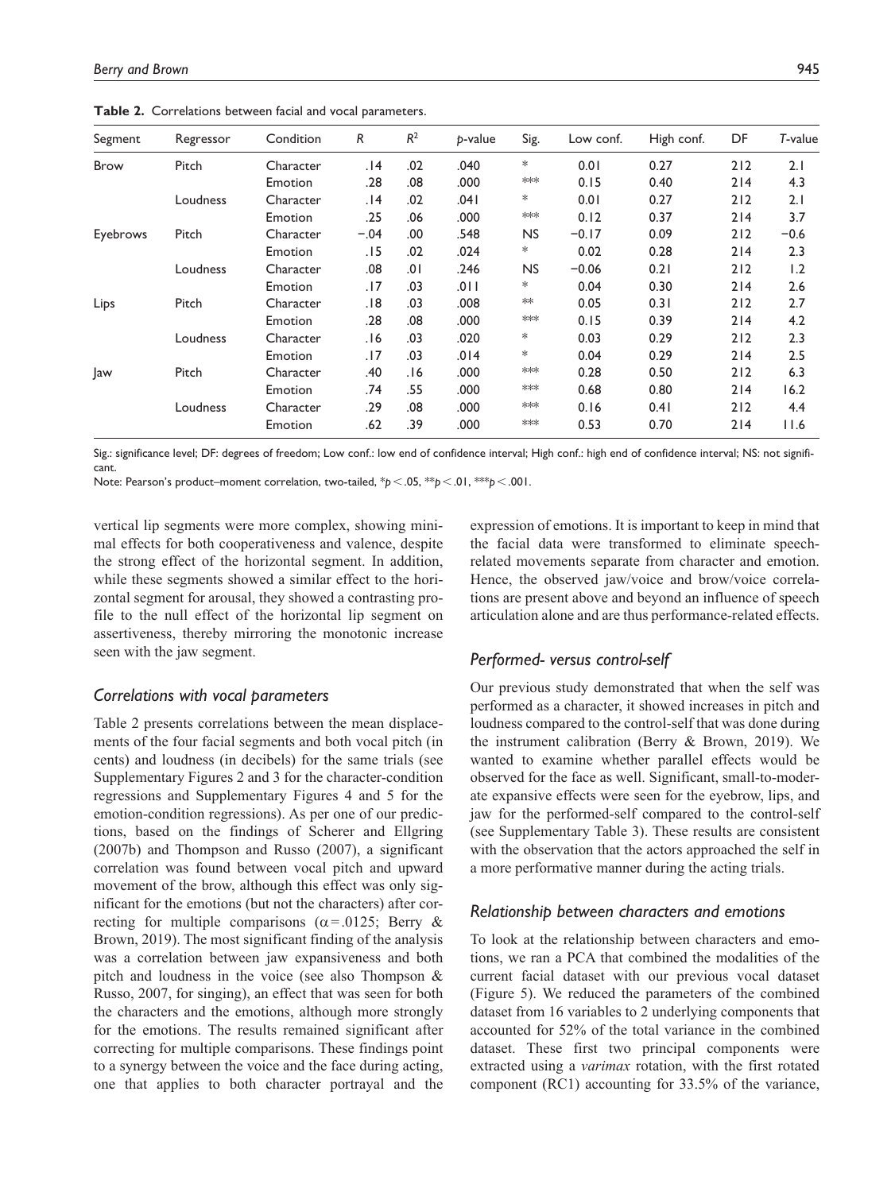**Table 2.** Correlations between facial and vocal parameters.

| Segment | Regressor | Condition | *R* | $R^2$ | *p*-value | Sig. | Low conf. | High conf. | DF | *T*-value |
|---|---|---|---|---|---|---|---|---|---|---|
| Brow | Pitch | Character | .14 | .02 | .040 | * | 0.01 | 0.27 | 212 | 2.1 |
| | | Emotion | .28 | .08 | .000 | *** | 0.15 | 0.40 | 214 | 4.3 |
| | Loudness | Character | .14 | .02 | .041 | * | 0.01 | 0.27 | 212 | 2.1 |
| | | Emotion | .25 | .06 | .000 | *** | 0.12 | 0.37 | 214 | 3.7 |
| Eyebrows | Pitch | Character | −.04 | .00 | .548 | NS | −0.17 | 0.09 | 212 | −0.6 |
| | | Emotion | .15 | .02 | .024 | * | 0.02 | 0.28 | 214 | 2.3 |
| | Loudness | Character | .08 | .01 | .246 | NS | −0.06 | 0.21 | 212 | 1.2 |
| | | Emotion | .17 | .03 | .011 | * | 0.04 | 0.30 | 214 | 2.6 |
| Lips | Pitch | Character | .18 | .03 | .008 | ** | 0.05 | 0.31 | 212 | 2.7 |
| | | Emotion | .28 | .08 | .000 | *** | 0.15 | 0.39 | 214 | 4.2 |
| | Loudness | Character | .16 | .03 | .020 | * | 0.03 | 0.29 | 212 | 2.3 |
| | | Emotion | .17 | .03 | .014 | * | 0.04 | 0.29 | 214 | 2.5 |
| Jaw | Pitch | Character | .40 | .16 | .000 | *** | 0.28 | 0.50 | 212 | 6.3 |
| | | Emotion | .74 | .55 | .000 | *** | 0.68 | 0.80 | 214 | 16.2 |
| | Loudness | Character | .29 | .08 | .000 | *** | 0.16 | 0.41 | 212 | 4.4 |
| | | Emotion | .62 | .39 | .000 | *** | 0.53 | 0.70 | 214 | 11.6 |

Sig.: significance level; DF: degrees of freedom; Low conf.: low end of confidence interval; High conf.: high end of confidence interval; NS: not significant.

Note: Pearson's product–moment correlation, two-tailed, *$p < .05$, **$p < .01$, ***$p < .001$.

vertical lip segments were more complex, showing minimal effects for both cooperativeness and valence, despite the strong effect of the horizontal segment. In addition, while these segments showed a similar effect to the horizontal segment for arousal, they showed a contrasting profile to the null effect of the horizontal lip segment on assertiveness, thereby mirroring the monotonic increase seen with the jaw segment.

### *Correlations with vocal parameters*

Table 2 presents correlations between the mean displacements of the four facial segments and both vocal pitch (in cents) and loudness (in decibels) for the same trials (see Supplementary Figures 2 and 3 for the character-condition regressions and Supplementary Figures 4 and 5 for the emotion-condition regressions). As per one of our predictions, based on the findings of Scherer and Ellgring (2007b) and Thompson and Russo (2007), a significant correlation was found between vocal pitch and upward movement of the brow, although this effect was only significant for the emotions (but not the characters) after correcting for multiple comparisons ($\alpha = .0125$; Berry & Brown, 2019). The most significant finding of the analysis was a correlation between jaw expansiveness and both pitch and loudness in the voice (see also Thompson & Russo, 2007, for singing), an effect that was seen for both the characters and the emotions, although more strongly for the emotions. The results remained significant after correcting for multiple comparisons. These findings point to a synergy between the voice and the face during acting, one that applies to both character portrayal and the expression of emotions. It is important to keep in mind that the facial data were transformed to eliminate speech-related movements separate from character and emotion. Hence, the observed jaw/voice and brow/voice correlations are present above and beyond an influence of speech articulation alone and are thus performance-related effects.

### *Performed- versus control-self*

Our previous study demonstrated that when the self was performed as a character, it showed increases in pitch and loudness compared to the control-self that was done during the instrument calibration (Berry & Brown, 2019). We wanted to examine whether parallel effects would be observed for the face as well. Significant, small-to-moderate expansive effects were seen for the eyebrow, lips, and jaw for the performed-self compared to the control-self (see Supplementary Table 3). These results are consistent with the observation that the actors approached the self in a more performative manner during the acting trials.

### *Relationship between characters and emotions*

To look at the relationship between characters and emotions, we ran a PCA that combined the modalities of the current facial dataset with our previous vocal dataset (Figure 5). We reduced the parameters of the combined dataset from 16 variables to 2 underlying components that accounted for 52% of the total variance in the combined dataset. These first two principal components were extracted using a *varimax* rotation, with the first rotated component (RC1) accounting for 33.5% of the variance,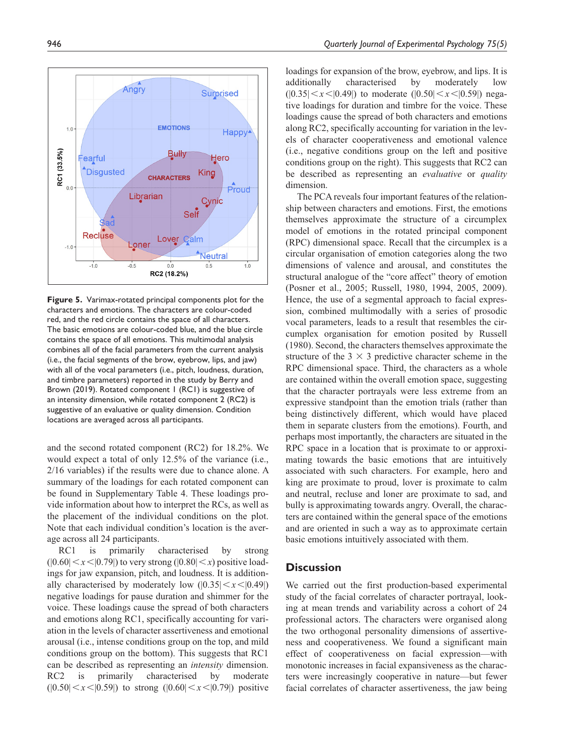Figure 5. Varimax-rotated principal components plot for the characters and emotions. The characters are colour-coded red, and the red circle contains the space of all characters. The basic emotions are colour-coded blue, and the blue circle contains the space of all emotions. This multimodal analysis combines all of the facial parameters from the current analysis (i.e., the facial segments of the brow, eyebrow, lips, and jaw) with all of the vocal parameters (i.e., pitch, loudness, duration, and timbre parameters) reported in the study by Berry and Brown (2019). Rotated component 1 (RC1) is suggestive of an intensity dimension, while rotated component 2 (RC2) is suggestive of an evaluative or quality dimension. Condition locations are averaged across all participants.

and the second rotated component (RC2) for 18.2%. We would expect a total of only 12.5% of the variance (i.e., 2/16 variables) if the results were due to chance alone. A summary of the loadings for each rotated component can be found in Supplementary Table 4. These loadings provide information about how to interpret the RCs, as well as the placement of the individual conditions on the plot. Note that each individual condition's location is the average across all 24 participants.

RC1 is primarily characterised by strong ($|0.60| < x < |0.79|$) to very strong ($|0.80| < x$) positive loadings for jaw expansion, pitch, and loudness. It is additionally characterised by moderately low ($|0.35| < x < |0.49|$) negative loadings for pause duration and shimmer for the voice. These loadings cause the spread of both characters and emotions along RC1, specifically accounting for variation in the levels of character assertiveness and emotional arousal (i.e., intense conditions group on the top, and mild conditions group on the bottom). This suggests that RC1 can be described as representing an *intensity* dimension. RC2 is primarily characterised by moderate ($|0.50| < x < |0.59|$) to strong ($|0.60| < x < |0.79|$) positive loadings for expansion of the brow, eyebrow, and lips. It is additionally characterised by moderately low ($|0.35| < x < |0.49|$) to moderate ($|0.50| < x < |0.59|$) negative loadings for duration and timbre for the voice. These loadings cause the spread of both characters and emotions along RC2, specifically accounting for variation in the levels of character cooperativeness and emotional valence (i.e., negative conditions group on the left and positive conditions group on the right). This suggests that RC2 can be described as representing an *evaluative* or *quality* dimension.

The PCA reveals four important features of the relationship between characters and emotions. First, the emotions themselves approximate the structure of a circumplex model of emotions in the rotated principal component (RPC) dimensional space. Recall that the circumplex is a circular organisation of emotion categories along the two dimensions of valence and arousal, and constitutes the structural analogue of the "core affect" theory of emotion (Posner et al., 2005; Russell, 1980, 1994, 2005, 2009). Hence, the use of a segmental approach to facial expression, combined multimodally with a series of prosodic vocal parameters, leads to a result that resembles the circumplex organisation for emotion posited by Russell (1980). Second, the characters themselves approximate the structure of the 3 × 3 predictive character scheme in the RPC dimensional space. Third, the characters as a whole are contained within the overall emotion space, suggesting that the character portrayals were less extreme from an expressive standpoint than the emotion trials (rather than being distinctively different, which would have placed them in separate clusters from the emotions). Fourth, and perhaps most importantly, the characters are situated in the RPC space in a location that is proximate to or approximating towards the basic emotions that are intuitively associated with such characters. For example, hero and king are proximate to proud, lover is proximate to calm and neutral, recluse and loner are proximate to sad, and bully is approximating towards angry. Overall, the characters are contained within the general space of the emotions and are oriented in such a way as to approximate certain basic emotions intuitively associated with them.

## Discussion

We carried out the first production-based experimental study of the facial correlates of character portrayal, looking at mean trends and variability across a cohort of 24 professional actors. The characters were organised along the two orthogonal personality dimensions of assertiveness and cooperativeness. We found a significant main effect of cooperativeness on facial expression—with monotonic increases in facial expansiveness as the characters were increasingly cooperative in nature—but fewer facial correlates of character assertiveness, the jaw being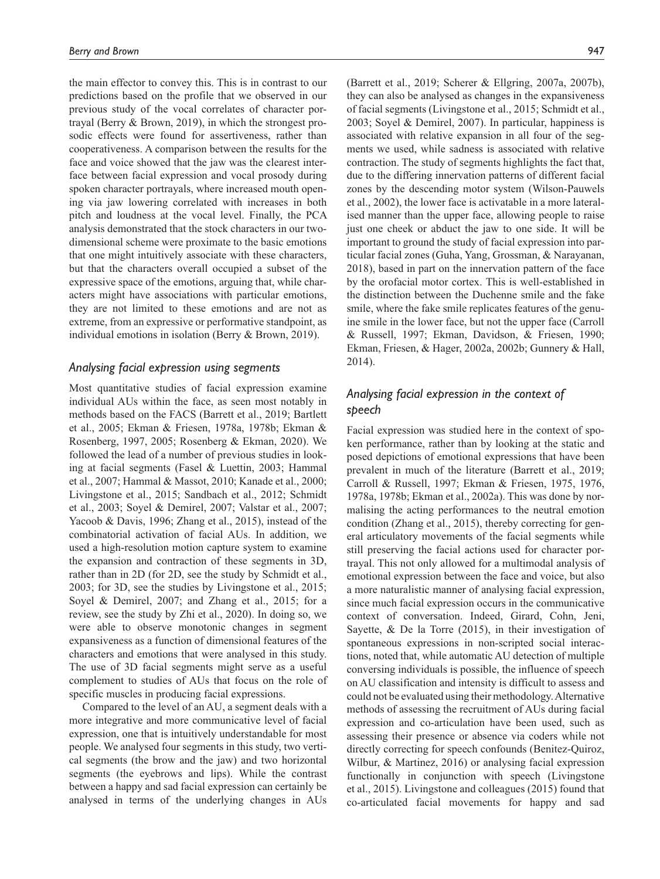the main effector to convey this. This is in contrast to our predictions based on the profile that we observed in our previous study of the vocal correlates of character portrayal (Berry & Brown, 2019), in which the strongest prosodic effects were found for assertiveness, rather than cooperativeness. A comparison between the results for the face and voice showed that the jaw was the clearest interface between facial expression and vocal prosody during spoken character portrayals, where increased mouth opening via jaw lowering correlated with increases in both pitch and loudness at the vocal level. Finally, the PCA analysis demonstrated that the stock characters in our two-dimensional scheme were proximate to the basic emotions that one might intuitively associate with these characters, but that the characters overall occupied a subset of the expressive space of the emotions, arguing that, while characters might have associations with particular emotions, they are not limited to these emotions and are not as extreme, from an expressive or performative standpoint, as individual emotions in isolation (Berry & Brown, 2019).

### *Analysing facial expression using segments*

Most quantitative studies of facial expression examine individual AUs within the face, as seen most notably in methods based on the FACS (Barrett et al., 2019; Bartlett et al., 2005; Ekman & Friesen, 1978a, 1978b; Ekman & Rosenberg, 1997, 2005; Rosenberg & Ekman, 2020). We followed the lead of a number of previous studies in looking at facial segments (Fasel & Luettin, 2003; Hammal et al., 2007; Hammal & Massot, 2010; Kanade et al., 2000; Livingstone et al., 2015; Sandbach et al., 2012; Schmidt et al., 2003; Soyel & Demirel, 2007; Valstar et al., 2007; Yacoob & Davis, 1996; Zhang et al., 2015), instead of the combinatorial activation of facial AUs. In addition, we used a high-resolution motion capture system to examine the expansion and contraction of these segments in 3D, rather than in 2D (for 2D, see the study by Schmidt et al., 2003; for 3D, see the studies by Livingstone et al., 2015; Soyel & Demirel, 2007; and Zhang et al., 2015; for a review, see the study by Zhi et al., 2020). In doing so, we were able to observe monotonic changes in segment expansiveness as a function of dimensional features of the characters and emotions that were analysed in this study. The use of 3D facial segments might serve as a useful complement to studies of AUs that focus on the role of specific muscles in producing facial expressions.

Compared to the level of an AU, a segment deals with a more integrative and more communicative level of facial expression, one that is intuitively understandable for most people. We analysed four segments in this study, two vertical segments (the brow and the jaw) and two horizontal segments (the eyebrows and lips). While the contrast between a happy and sad facial expression can certainly be analysed in terms of the underlying changes in AUs (Barrett et al., 2019; Scherer & Ellgring, 2007a, 2007b), they can also be analysed as changes in the expansiveness of facial segments (Livingstone et al., 2015; Schmidt et al., 2003; Soyel & Demirel, 2007). In particular, happiness is associated with relative expansion in all four of the segments we used, while sadness is associated with relative contraction. The study of segments highlights the fact that, due to the differing innervation patterns of different facial zones by the descending motor system (Wilson-Pauwels et al., 2002), the lower face is activatable in a more lateralised manner than the upper face, allowing people to raise just one cheek or abduct the jaw to one side. It will be important to ground the study of facial expression into particular facial zones (Guha, Yang, Grossman, & Narayanan, 2018), based in part on the innervation pattern of the face by the orofacial motor cortex. This is well-established in the distinction between the Duchenne smile and the fake smile, where the fake smile replicates features of the genuine smile in the lower face, but not the upper face (Carroll & Russell, 1997; Ekman, Davidson, & Friesen, 1990; Ekman, Friesen, & Hager, 2002a, 2002b; Gunnery & Hall, 2014).

### *Analysing facial expression in the context of speech*

Facial expression was studied here in the context of spoken performance, rather than by looking at the static and posed depictions of emotional expressions that have been prevalent in much of the literature (Barrett et al., 2019; Carroll & Russell, 1997; Ekman & Friesen, 1975, 1976, 1978a, 1978b; Ekman et al., 2002a). This was done by normalising the acting performances to the neutral emotion condition (Zhang et al., 2015), thereby correcting for general articulatory movements of the facial segments while still preserving the facial actions used for character portrayal. This not only allowed for a multimodal analysis of emotional expression between the face and voice, but also a more naturalistic manner of analysing facial expression, since much facial expression occurs in the communicative context of conversation. Indeed, Girard, Cohn, Jeni, Sayette, & De la Torre (2015), in their investigation of spontaneous expressions in non-scripted social interactions, noted that, while automatic AU detection of multiple conversing individuals is possible, the influence of speech on AU classification and intensity is difficult to assess and could not be evaluated using their methodology. Alternative methods of assessing the recruitment of AUs during facial expression and co-articulation have been used, such as assessing their presence or absence via coders while not directly correcting for speech confounds (Benitez-Quiroz, Wilbur, & Martinez, 2016) or analysing facial expression functionally in conjunction with speech (Livingstone et al., 2015). Livingstone and colleagues (2015) found that co-articulated facial movements for happy and sad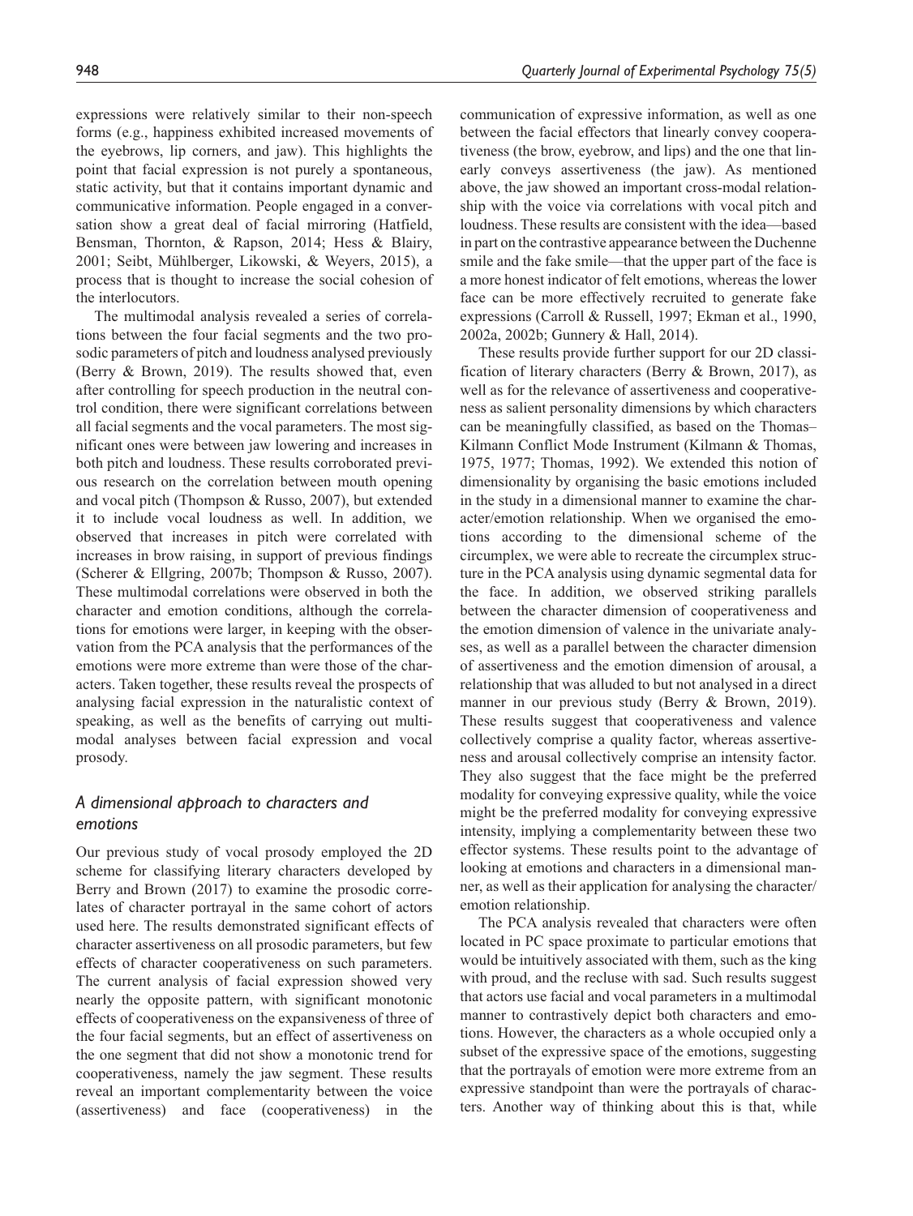expressions were relatively similar to their non-speech forms (e.g., happiness exhibited increased movements of the eyebrows, lip corners, and jaw). This highlights the point that facial expression is not purely a spontaneous, static activity, but that it contains important dynamic and communicative information. People engaged in a conversation show a great deal of facial mirroring (Hatfield, Bensman, Thornton, & Rapson, 2014; Hess & Blairy, 2001; Seibt, Mühlberger, Likowski, & Weyers, 2015), a process that is thought to increase the social cohesion of the interlocutors.

The multimodal analysis revealed a series of correlations between the four facial segments and the two prosodic parameters of pitch and loudness analysed previously (Berry & Brown, 2019). The results showed that, even after controlling for speech production in the neutral control condition, there were significant correlations between all facial segments and the vocal parameters. The most significant ones were between jaw lowering and increases in both pitch and loudness. These results corroborated previous research on the correlation between mouth opening and vocal pitch (Thompson & Russo, 2007), but extended it to include vocal loudness as well. In addition, we observed that increases in pitch were correlated with increases in brow raising, in support of previous findings (Scherer & Ellgring, 2007b; Thompson & Russo, 2007). These multimodal correlations were observed in both the character and emotion conditions, although the correlations for emotions were larger, in keeping with the observation from the PCA analysis that the performances of the emotions were more extreme than were those of the characters. Taken together, these results reveal the prospects of analysing facial expression in the naturalistic context of speaking, as well as the benefits of carrying out multimodal analyses between facial expression and vocal prosody.

## *A dimensional approach to characters and emotions*

Our previous study of vocal prosody employed the 2D scheme for classifying literary characters developed by Berry and Brown (2017) to examine the prosodic correlates of character portrayal in the same cohort of actors used here. The results demonstrated significant effects of character assertiveness on all prosodic parameters, but few effects of character cooperativeness on such parameters. The current analysis of facial expression showed very nearly the opposite pattern, with significant monotonic effects of cooperativeness on the expansiveness of three of the four facial segments, but an effect of assertiveness on the one segment that did not show a monotonic trend for cooperativeness, namely the jaw segment. These results reveal an important complementarity between the voice (assertiveness) and face (cooperativeness) in the communication of expressive information, as well as one between the facial effectors that linearly convey cooperativeness (the brow, eyebrow, and lips) and the one that linearly conveys assertiveness (the jaw). As mentioned above, the jaw showed an important cross-modal relationship with the voice via correlations with vocal pitch and loudness. These results are consistent with the idea—based in part on the contrastive appearance between the Duchenne smile and the fake smile—that the upper part of the face is a more honest indicator of felt emotions, whereas the lower face can be more effectively recruited to generate fake expressions (Carroll & Russell, 1997; Ekman et al., 1990, 2002a, 2002b; Gunnery & Hall, 2014).

These results provide further support for our 2D classification of literary characters (Berry & Brown, 2017), as well as for the relevance of assertiveness and cooperativeness as salient personality dimensions by which characters can be meaningfully classified, as based on the Thomas–Kilmann Conflict Mode Instrument (Kilmann & Thomas, 1975, 1977; Thomas, 1992). We extended this notion of dimensionality by organising the basic emotions included in the study in a dimensional manner to examine the character/emotion relationship. When we organised the emotions according to the dimensional scheme of the circumplex, we were able to recreate the circumplex structure in the PCA analysis using dynamic segmental data for the face. In addition, we observed striking parallels between the character dimension of cooperativeness and the emotion dimension of valence in the univariate analyses, as well as a parallel between the character dimension of assertiveness and the emotion dimension of arousal, a relationship that was alluded to but not analysed in a direct manner in our previous study (Berry & Brown, 2019). These results suggest that cooperativeness and valence collectively comprise a quality factor, whereas assertiveness and arousal collectively comprise an intensity factor. They also suggest that the face might be the preferred modality for conveying expressive quality, while the voice might be the preferred modality for conveying expressive intensity, implying a complementarity between these two effector systems. These results point to the advantage of looking at emotions and characters in a dimensional manner, as well as their application for analysing the character/emotion relationship.

The PCA analysis revealed that characters were often located in PC space proximate to particular emotions that would be intuitively associated with them, such as the king with proud, and the recluse with sad. Such results suggest that actors use facial and vocal parameters in a multimodal manner to contrastively depict both characters and emotions. However, the characters as a whole occupied only a subset of the expressive space of the emotions, suggesting that the portrayals of emotion were more extreme from an expressive standpoint than were the portrayals of characters. Another way of thinking about this is that, while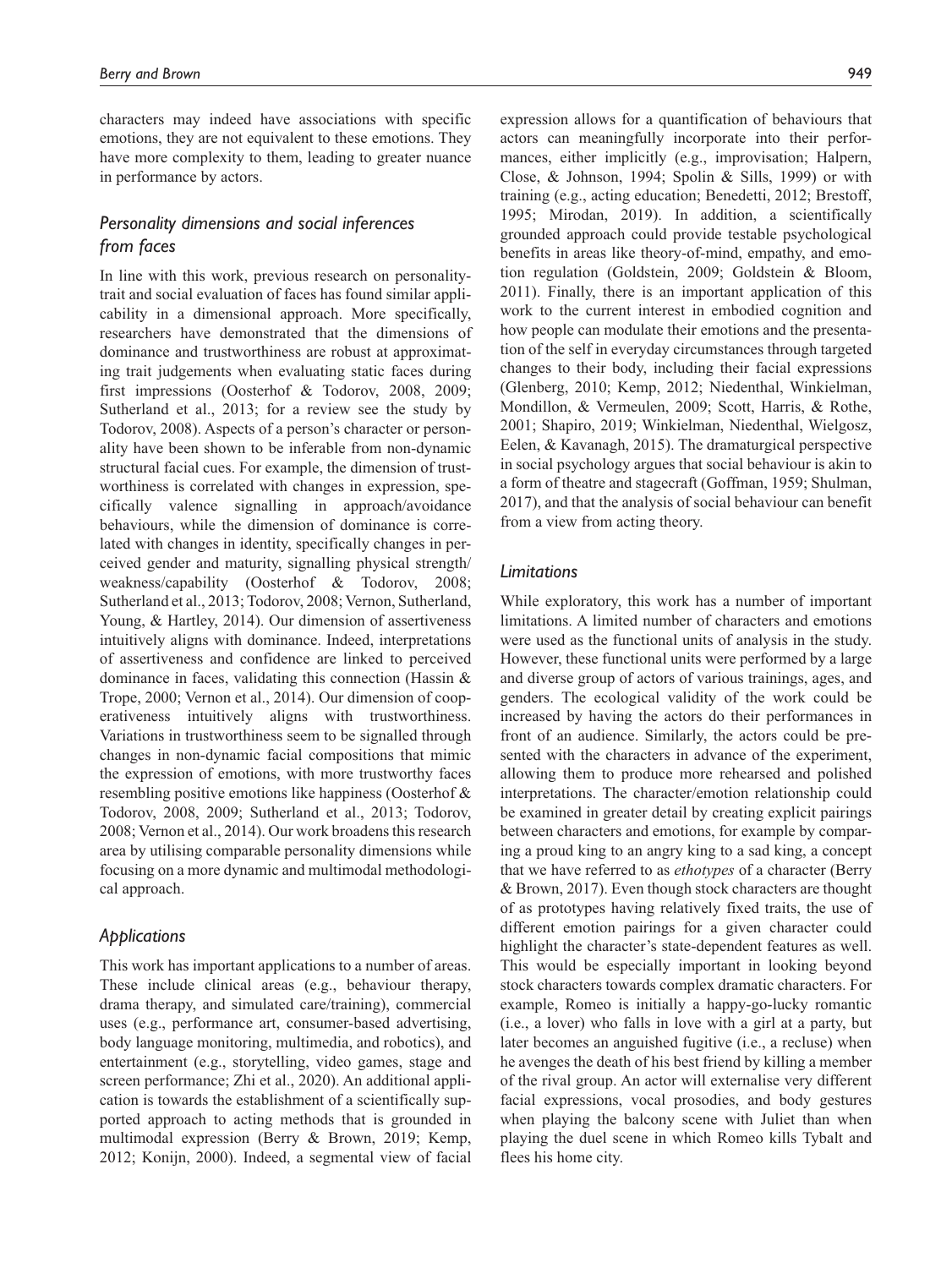characters may indeed have associations with specific emotions, they are not equivalent to these emotions. They have more complexity to them, leading to greater nuance in performance by actors.

### *Personality dimensions and social inferences from faces*

In line with this work, previous research on personality-trait and social evaluation of faces has found similar applicability in a dimensional approach. More specifically, researchers have demonstrated that the dimensions of dominance and trustworthiness are robust at approximating trait judgements when evaluating static faces during first impressions (Oosterhof & Todorov, 2008, 2009; Sutherland et al., 2013; for a review see the study by Todorov, 2008). Aspects of a person's character or personality have been shown to be inferable from non-dynamic structural facial cues. For example, the dimension of trustworthiness is correlated with changes in expression, specifically valence signalling in approach/avoidance behaviours, while the dimension of dominance is correlated with changes in identity, specifically changes in perceived gender and maturity, signalling physical strength/weakness/capability (Oosterhof & Todorov, 2008; Sutherland et al., 2013; Todorov, 2008; Vernon, Sutherland, Young, & Hartley, 2014). Our dimension of assertiveness intuitively aligns with dominance. Indeed, interpretations of assertiveness and confidence are linked to perceived dominance in faces, validating this connection (Hassin & Trope, 2000; Vernon et al., 2014). Our dimension of cooperativeness intuitively aligns with trustworthiness. Variations in trustworthiness seem to be signalled through changes in non-dynamic facial compositions that mimic the expression of emotions, with more trustworthy faces resembling positive emotions like happiness (Oosterhof & Todorov, 2008, 2009; Sutherland et al., 2013; Todorov, 2008; Vernon et al., 2014). Our work broadens this research area by utilising comparable personality dimensions while focusing on a more dynamic and multimodal methodological approach.

### *Applications*

This work has important applications to a number of areas. These include clinical areas (e.g., behaviour therapy, drama therapy, and simulated care/training), commercial uses (e.g., performance art, consumer-based advertising, body language monitoring, multimedia, and robotics), and entertainment (e.g., storytelling, video games, stage and screen performance; Zhi et al., 2020). An additional application is towards the establishment of a scientifically supported approach to acting methods that is grounded in multimodal expression (Berry & Brown, 2019; Kemp, 2012; Konijn, 2000). Indeed, a segmental view of facial expression allows for a quantification of behaviours that actors can meaningfully incorporate into their performances, either implicitly (e.g., improvisation; Halpern, Close, & Johnson, 1994; Spolin & Sills, 1999) or with training (e.g., acting education; Benedetti, 2012; Brestoff, 1995; Mirodan, 2019). In addition, a scientifically grounded approach could provide testable psychological benefits in areas like theory-of-mind, empathy, and emotion regulation (Goldstein, 2009; Goldstein & Bloom, 2011). Finally, there is an important application of this work to the current interest in embodied cognition and how people can modulate their emotions and the presentation of the self in everyday circumstances through targeted changes to their body, including their facial expressions (Glenberg, 2010; Kemp, 2012; Niedenthal, Winkielman, Mondillon, & Vermeulen, 2009; Scott, Harris, & Rothe, 2001; Shapiro, 2019; Winkielman, Niedenthal, Wielgosz, Eelen, & Kavanagh, 2015). The dramaturgical perspective in social psychology argues that social behaviour is akin to a form of theatre and stagecraft (Goffman, 1959; Shulman, 2017), and that the analysis of social behaviour can benefit from a view from acting theory.

### *Limitations*

While exploratory, this work has a number of important limitations. A limited number of characters and emotions were used as the functional units of analysis in the study. However, these functional units were performed by a large and diverse group of actors of various trainings, ages, and genders. The ecological validity of the work could be increased by having the actors do their performances in front of an audience. Similarly, the actors could be presented with the characters in advance of the experiment, allowing them to produce more rehearsed and polished interpretations. The character/emotion relationship could be examined in greater detail by creating explicit pairings between characters and emotions, for example by comparing a proud king to an angry king to a sad king, a concept that we have referred to as *ethotypes* of a character (Berry & Brown, 2017). Even though stock characters are thought of as prototypes having relatively fixed traits, the use of different emotion pairings for a given character could highlight the character's state-dependent features as well. This would be especially important in looking beyond stock characters towards complex dramatic characters. For example, Romeo is initially a happy-go-lucky romantic (i.e., a lover) who falls in love with a girl at a party, but later becomes an anguished fugitive (i.e., a recluse) when he avenges the death of his best friend by killing a member of the rival group. An actor will externalise very different facial expressions, vocal prosodies, and body gestures when playing the balcony scene with Juliet than when playing the duel scene in which Romeo kills Tybalt and flees his home city.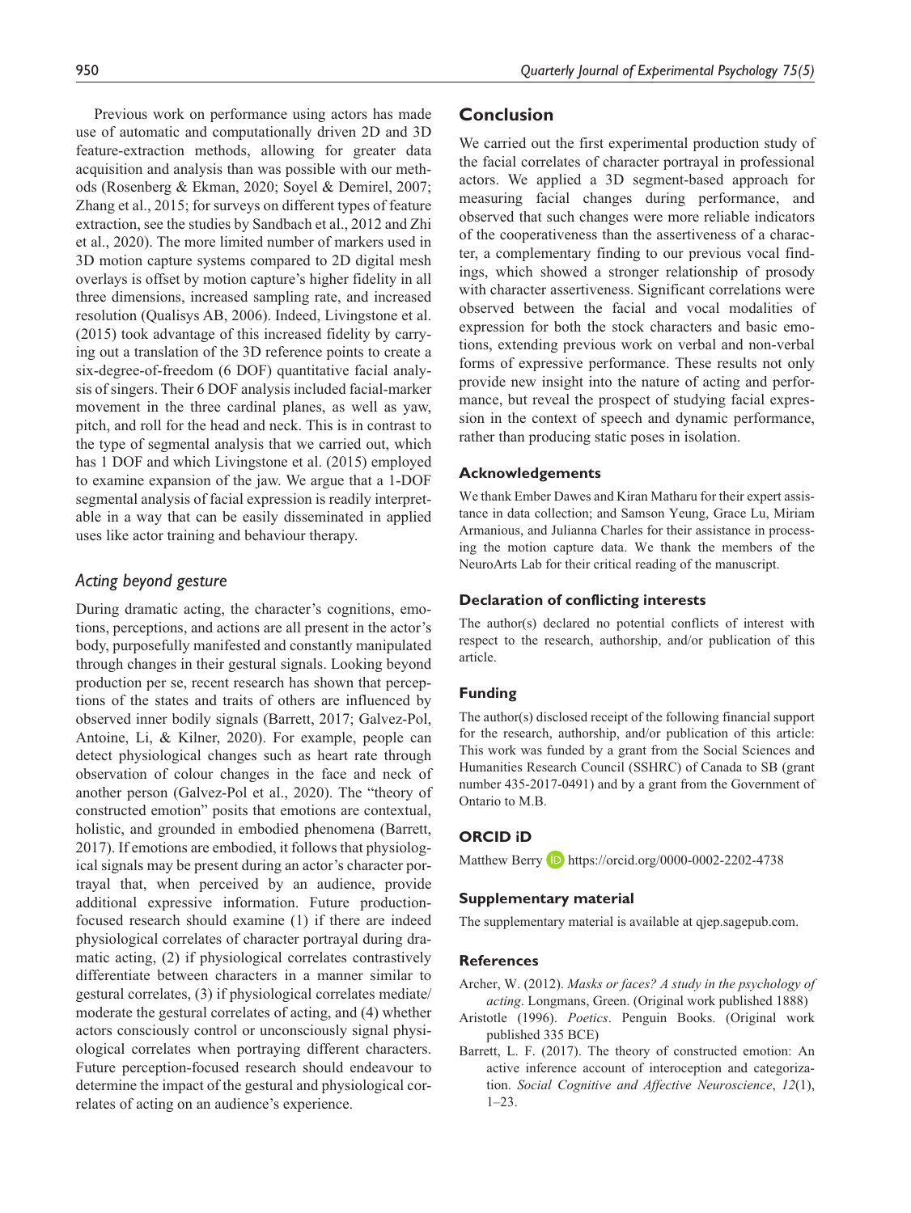Previous work on performance using actors has made use of automatic and computationally driven 2D and 3D feature-extraction methods, allowing for greater data acquisition and analysis than was possible with our methods (Rosenberg & Ekman, 2020; Soyel & Demirel, 2007; Zhang et al., 2015; for surveys on different types of feature extraction, see the studies by Sandbach et al., 2012 and Zhi et al., 2020). The more limited number of markers used in 3D motion capture systems compared to 2D digital mesh overlays is offset by motion capture's higher fidelity in all three dimensions, increased sampling rate, and increased resolution (Qualisys AB, 2006). Indeed, Livingstone et al. (2015) took advantage of this increased fidelity by carrying out a translation of the 3D reference points to create a six-degree-of-freedom (6 DOF) quantitative facial analysis of singers. Their 6 DOF analysis included facial-marker movement in the three cardinal planes, as well as yaw, pitch, and roll for the head and neck. This is in contrast to the type of segmental analysis that we carried out, which has 1 DOF and which Livingstone et al. (2015) employed to examine expansion of the jaw. We argue that a 1-DOF segmental analysis of facial expression is readily interpretable in a way that can be easily disseminated in applied uses like actor training and behaviour therapy.

### *Acting beyond gesture*

During dramatic acting, the character's cognitions, emotions, perceptions, and actions are all present in the actor's body, purposefully manifested and constantly manipulated through changes in their gestural signals. Looking beyond production per se, recent research has shown that perceptions of the states and traits of others are influenced by observed inner bodily signals (Barrett, 2017; Galvez-Pol, Antoine, Li, & Kilner, 2020). For example, people can detect physiological changes such as heart rate through observation of colour changes in the face and neck of another person (Galvez-Pol et al., 2020). The "theory of constructed emotion" posits that emotions are contextual, holistic, and grounded in embodied phenomena (Barrett, 2017). If emotions are embodied, it follows that physiological signals may be present during an actor's character portrayal that, when perceived by an audience, provide additional expressive information. Future production-focused research should examine (1) if there are indeed physiological correlates of character portrayal during dramatic acting, (2) if physiological correlates contrastively differentiate between characters in a manner similar to gestural correlates, (3) if physiological correlates mediate/moderate the gestural correlates of acting, and (4) whether actors consciously control or unconsciously signal physiological correlates when portraying different characters. Future perception-focused research should endeavour to determine the impact of the gestural and physiological correlates of acting on an audience's experience.

## Conclusion

We carried out the first experimental production study of the facial correlates of character portrayal in professional actors. We applied a 3D segment-based approach for measuring facial changes during performance, and observed that such changes were more reliable indicators of the cooperativeness than the assertiveness of a character, a complementary finding to our previous vocal findings, which showed a stronger relationship of prosody with character assertiveness. Significant correlations were observed between the facial and vocal modalities of expression for both the stock characters and basic emotions, extending previous work on verbal and non-verbal forms of expressive performance. These results not only provide new insight into the nature of acting and performance, but reveal the prospect of studying facial expression in the context of speech and dynamic performance, rather than producing static poses in isolation.

### Acknowledgements

We thank Ember Dawes and Kiran Matharu for their expert assistance in data collection; and Samson Yeung, Grace Lu, Miriam Armanious, and Julianna Charles for their assistance in processing the motion capture data. We thank the members of the NeuroArts Lab for their critical reading of the manuscript.

### Declaration of conflicting interests

The author(s) declared no potential conflicts of interest with respect to the research, authorship, and/or publication of this article.

### Funding

The author(s) disclosed receipt of the following financial support for the research, authorship, and/or publication of this article: This work was funded by a grant from the Social Sciences and Humanities Research Council (SSHRC) of Canada to SB (grant number 435-2017-0491) and by a grant from the Government of Ontario to M.B.

### ORCID iD

Matthew Berry https://orcid.org/0000-0002-2202-4738

### Supplementary material

The supplementary material is available at qjep.sagepub.com.

### References

Archer, W. (2012). *Masks or faces? A study in the psychology of acting*. Longmans, Green. (Original work published 1888)

Aristotle (1996). *Poetics*. Penguin Books. (Original work published 335 BCE)

Barrett, L. F. (2017). The theory of constructed emotion: An active inference account of interoception and categorization. *Social Cognitive and Affective Neuroscience*, *12*(1), 1–23.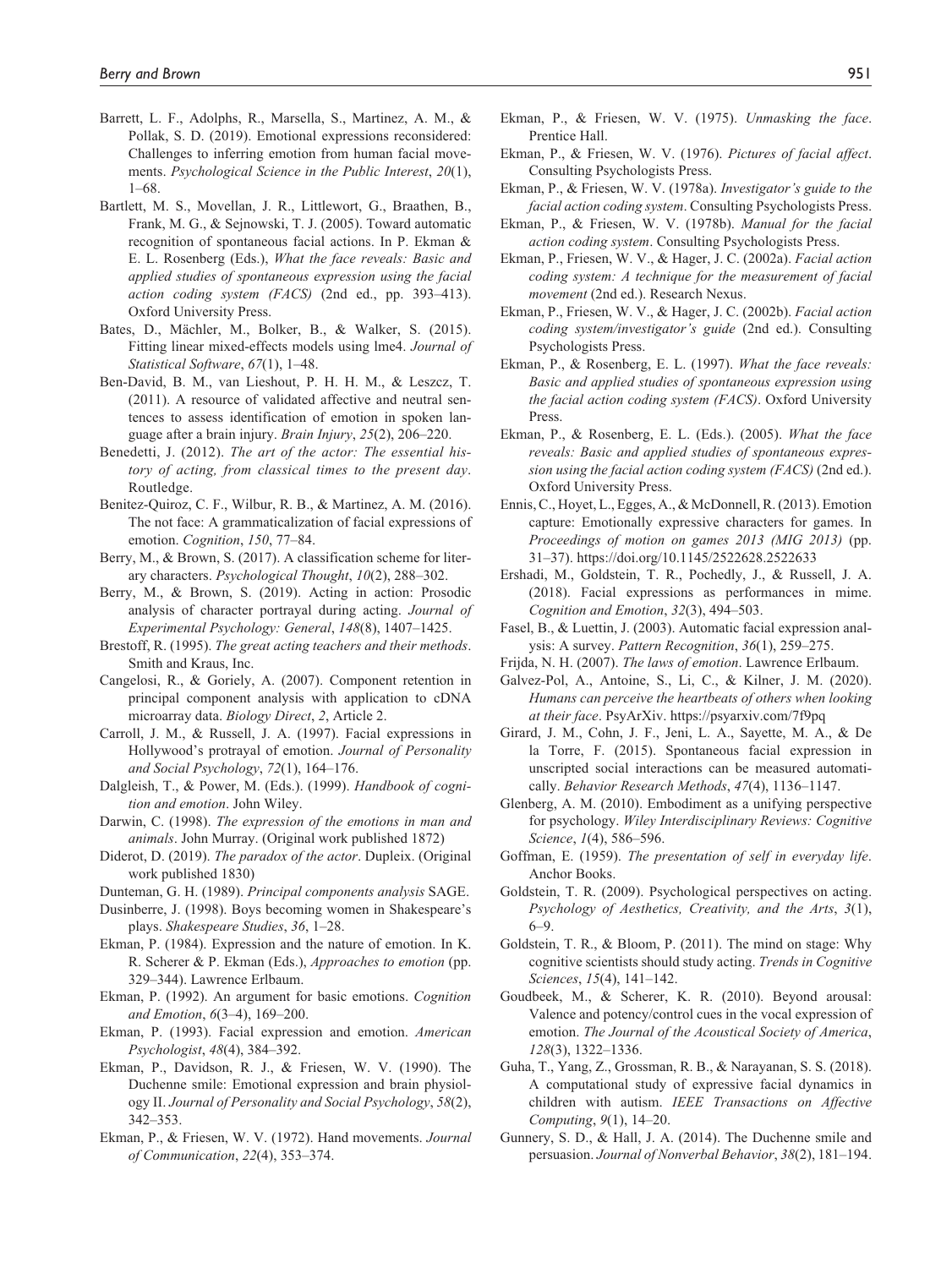Barrett, L. F., Adolphs, R., Marsella, S., Martinez, A. M., & Pollak, S. D. (2019). Emotional expressions reconsidered: Challenges to inferring emotion from human facial movements. *Psychological Science in the Public Interest*, *20*(1), 1–68.

Bartlett, M. S., Movellan, J. R., Littlewort, G., Braathen, B., Frank, M. G., & Sejnowski, T. J. (2005). Toward automatic recognition of spontaneous facial actions. In P. Ekman & E. L. Rosenberg (Eds.), *What the face reveals: Basic and applied studies of spontaneous expression using the facial action coding system (FACS)* (2nd ed., pp. 393–413). Oxford University Press.

Bates, D., Mächler, M., Bolker, B., & Walker, S. (2015). Fitting linear mixed-effects models using lme4. *Journal of Statistical Software*, *67*(1), 1–48.

Ben-David, B. M., van Lieshout, P. H. H. M., & Leszcz, T. (2011). A resource of validated affective and neutral sentences to assess identification of emotion in spoken language after a brain injury. *Brain Injury*, *25*(2), 206–220.

Benedetti, J. (2012). *The art of the actor: The essential history of acting, from classical times to the present day*. Routledge.

Benitez-Quiroz, C. F., Wilbur, R. B., & Martinez, A. M. (2016). The not face: A grammaticalization of facial expressions of emotion. *Cognition*, *150*, 77–84.

Berry, M., & Brown, S. (2017). A classification scheme for literary characters. *Psychological Thought*, *10*(2), 288–302.

Berry, M., & Brown, S. (2019). Acting in action: Prosodic analysis of character portrayal during acting. *Journal of Experimental Psychology: General*, *148*(8), 1407–1425.

Brestoff, R. (1995). *The great acting teachers and their methods*. Smith and Kraus, Inc.

Cangelosi, R., & Goriely, A. (2007). Component retention in principal component analysis with application to cDNA microarray data. *Biology Direct*, *2*, Article 2.

Carroll, J. M., & Russell, J. A. (1997). Facial expressions in Hollywood's protrayal of emotion. *Journal of Personality and Social Psychology*, *72*(1), 164–176.

Dalgleish, T., & Power, M. (Eds.). (1999). *Handbook of cognition and emotion*. John Wiley.

Darwin, C. (1998). *The expression of the emotions in man and animals*. John Murray. (Original work published 1872)

Diderot, D. (2019). *The paradox of the actor*. Dupleix. (Original work published 1830)

Dunteman, G. H. (1989). *Principal components analysis* SAGE.

Dusinberre, J. (1998). Boys becoming women in Shakespeare's plays. *Shakespeare Studies*, *36*, 1–28.

Ekman, P. (1984). Expression and the nature of emotion. In K. R. Scherer & P. Ekman (Eds.), *Approaches to emotion* (pp. 329–344). Lawrence Erlbaum.

Ekman, P. (1992). An argument for basic emotions. *Cognition and Emotion*, *6*(3–4), 169–200.

Ekman, P. (1993). Facial expression and emotion. *American Psychologist*, *48*(4), 384–392.

Ekman, P., Davidson, R. J., & Friesen, W. V. (1990). The Duchenne smile: Emotional expression and brain physiology II. *Journal of Personality and Social Psychology*, *58*(2), 342–353.

Ekman, P., & Friesen, W. V. (1972). Hand movements. *Journal of Communication*, *22*(4), 353–374.

Ekman, P., & Friesen, W. V. (1975). *Unmasking the face*. Prentice Hall.

Ekman, P., & Friesen, W. V. (1976). *Pictures of facial affect*. Consulting Psychologists Press.

Ekman, P., & Friesen, W. V. (1978a). *Investigator's guide to the facial action coding system*. Consulting Psychologists Press.

Ekman, P., & Friesen, W. V. (1978b). *Manual for the facial action coding system*. Consulting Psychologists Press.

Ekman, P., Friesen, W. V., & Hager, J. C. (2002a). *Facial action coding system: A technique for the measurement of facial movement* (2nd ed.). Research Nexus.

Ekman, P., Friesen, W. V., & Hager, J. C. (2002b). *Facial action coding system/investigator's guide* (2nd ed.). Consulting Psychologists Press.

Ekman, P., & Rosenberg, E. L. (1997). *What the face reveals: Basic and applied studies of spontaneous expression using the facial action coding system (FACS)*. Oxford University Press.

Ekman, P., & Rosenberg, E. L. (Eds.). (2005). *What the face reveals: Basic and applied studies of spontaneous expression using the facial action coding system (FACS)* (2nd ed.). Oxford University Press.

Ennis, C., Hoyet, L., Egges, A., & McDonnell, R. (2013). Emotion capture: Emotionally expressive characters for games. In *Proceedings of motion on games 2013 (MIG 2013)* (pp. 31–37). https://doi.org/10.1145/2522628.2522633

Ershadi, M., Goldstein, T. R., Pochedly, J., & Russell, J. A. (2018). Facial expressions as performances in mime. *Cognition and Emotion*, *32*(3), 494–503.

Fasel, B., & Luettin, J. (2003). Automatic facial expression analysis: A survey. *Pattern Recognition*, *36*(1), 259–275.

Frijda, N. H. (2007). *The laws of emotion*. Lawrence Erlbaum.

Galvez-Pol, A., Antoine, S., Li, C., & Kilner, J. M. (2020). *Humans can perceive the heartbeats of others when looking at their face*. PsyArXiv. https://psyarxiv.com/7f9pq

Girard, J. M., Cohn, J. F., Jeni, L. A., Sayette, M. A., & De la Torre, F. (2015). Spontaneous facial expression in unscripted social interactions can be measured automatically. *Behavior Research Methods*, *47*(4), 1136–1147.

Glenberg, A. M. (2010). Embodiment as a unifying perspective for psychology. *Wiley Interdisciplinary Reviews: Cognitive Science*, *1*(4), 586–596.

Goffman, E. (1959). *The presentation of self in everyday life*. Anchor Books.

Goldstein, T. R. (2009). Psychological perspectives on acting. *Psychology of Aesthetics, Creativity, and the Arts*, *3*(1), 6–9.

Goldstein, T. R., & Bloom, P. (2011). The mind on stage: Why cognitive scientists should study acting. *Trends in Cognitive Sciences*, *15*(4), 141–142.

Goudbeek, M., & Scherer, K. R. (2010). Beyond arousal: Valence and potency/control cues in the vocal expression of emotion. *The Journal of the Acoustical Society of America*, *128*(3), 1322–1336.

Guha, T., Yang, Z., Grossman, R. B., & Narayanan, S. S. (2018). A computational study of expressive facial dynamics in children with autism. *IEEE Transactions on Affective Computing*, *9*(1), 14–20.

Gunnery, S. D., & Hall, J. A. (2014). The Duchenne smile and persuasion. *Journal of Nonverbal Behavior*, *38*(2), 181–194.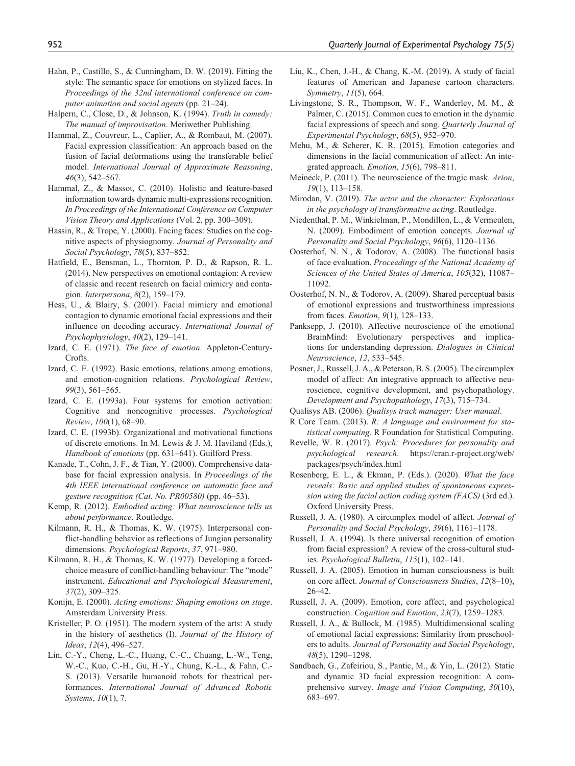Hahn, P., Castillo, S., & Cunningham, D. W. (2019). Fitting the style: The semantic space for emotions on stylized faces. In *Proceedings of the 32nd international conference on computer animation and social agents* (pp. 21–24).

Halpern, C., Close, D., & Johnson, K. (1994). *Truth in comedy: The manual of improvisation*. Meriwether Publishing.

Hammal, Z., Couvreur, L., Caplier, A., & Rombaut, M. (2007). Facial expression classification: An approach based on the fusion of facial deformations using the transferable belief model. *International Journal of Approximate Reasoning*, *46*(3), 542–567.

Hammal, Z., & Massot, C. (2010). Holistic and feature-based information towards dynamic multi-expressions recognition. *In Proceedings of the International Conference on Computer Vision Theory and Applications* (Vol. 2, pp. 300–309).

Hassin, R., & Trope, Y. (2000). Facing faces: Studies on the cognitive aspects of physiognomy. *Journal of Personality and Social Psychology*, *78*(5), 837–852.

Hatfield, E., Bensman, L., Thornton, P. D., & Rapson, R. L. (2014). New perspectives on emotional contagion: A review of classic and recent research on facial mimicry and contagion. *Interpersona*, *8*(2), 159–179.

Hess, U., & Blairy, S. (2001). Facial mimicry and emotional contagion to dynamic emotional facial expressions and their influence on decoding accuracy. *International Journal of Psychophysiology*, *40*(2), 129–141.

Izard, C. E. (1971). *The face of emotion*. Appleton-Century-Crofts.

Izard, C. E. (1992). Basic emotions, relations among emotions, and emotion-cognition relations. *Psychological Review*, *99*(3), 561–565.

Izard, C. E. (1993a). Four systems for emotion activation: Cognitive and noncognitive processes. *Psychological Review*, *100*(1), 68–90.

Izard, C. E. (1993b). Organizational and motivational functions of discrete emotions. In M. Lewis & J. M. Haviland (Eds.), *Handbook of emotions* (pp. 631–641). Guilford Press.

Kanade, T., Cohn, J. F., & Tian, Y. (2000). Comprehensive database for facial expression analysis. In *Proceedings of the 4th IEEE international conference on automatic face and gesture recognition (Cat. No. PR00580)* (pp. 46–53).

Kemp, R. (2012). *Embodied acting: What neuroscience tells us about performance*. Routledge.

Kilmann, R. H., & Thomas, K. W. (1975). Interpersonal conflict-handling behavior as reflections of Jungian personality dimensions. *Psychological Reports*, *37*, 971–980.

Kilmann, R. H., & Thomas, K. W. (1977). Developing a forced-choice measure of conflict-handling behaviour: The "mode" instrument. *Educational and Psychological Measurement*, *37*(2), 309–325.

Konijn, E. (2000). *Acting emotions: Shaping emotions on stage*. Amsterdam University Press.

Kristeller, P. O. (1951). The modern system of the arts: A study in the history of aesthetics (I). *Journal of the History of Ideas*, *12*(4), 496–527.

Lin, C.-Y., Cheng, L.-C., Huang, C.-C., Chuang, L.-W., Teng, W.-C., Kuo, C.-H., Gu, H.-Y., Chung, K.-L., & Fahn, C.-S. (2013). Versatile humanoid robots for theatrical performances. *International Journal of Advanced Robotic Systems*, *10*(1), 7.

Liu, K., Chen, J.-H., & Chang, K.-M. (2019). A study of facial features of American and Japanese cartoon characters. *Symmetry*, *11*(5), 664.

Livingstone, S. R., Thompson, W. F., Wanderley, M. M., & Palmer, C. (2015). Common cues to emotion in the dynamic facial expressions of speech and song. *Quarterly Journal of Experimental Psychology*, *68*(5), 952–970.

Mehu, M., & Scherer, K. R. (2015). Emotion categories and dimensions in the facial communication of affect: An integrated approach. *Emotion*, *15*(6), 798–811.

Meineck, P. (2011). The neuroscience of the tragic mask. *Arion*, *19*(1), 113–158.

Mirodan, V. (2019). *The actor and the character: Explorations in the psychology of transformative acting*. Routledge.

Niedenthal, P. M., Winkielman, P., Mondillon, L., & Vermeulen, N. (2009). Embodiment of emotion concepts. *Journal of Personality and Social Psychology*, *96*(6), 1120–1136.

Oosterhof, N. N., & Todorov, A. (2008). The functional basis of face evaluation. *Proceedings of the National Academy of Sciences of the United States of America*, *105*(32), 11087–11092.

Oosterhof, N. N., & Todorov, A. (2009). Shared perceptual basis of emotional expressions and trustworthiness impressions from faces. *Emotion*, *9*(1), 128–133.

Panksepp, J. (2010). Affective neuroscience of the emotional BrainMind: Evolutionary perspectives and implications for understanding depression. *Dialogues in Clinical Neuroscience*, *12*, 533–545.

Posner, J., Russell, J. A., & Peterson, B. S. (2005). The circumplex model of affect: An integrative approach to affective neuroscience, cognitive development, and psychopathology. *Development and Psychopathology*, *17*(3), 715–734.

Qualisys AB. (2006). *Qualisys track manager: User manual*.

R Core Team. (2013). *R: A language and environment for statistical computing*. R Foundation for Statistical Computing.

Revelle, W. R. (2017). *Psych: Procedures for personality and psychological research*. https://cran.r-project.org/web/packages/psych/index.html

Rosenberg, E. L., & Ekman, P. (Eds.). (2020). *What the face reveals: Basic and applied studies of spontaneous expression using the facial action coding system (FACS)* (3rd ed.). Oxford University Press.

Russell, J. A. (1980). A circumplex model of affect. *Journal of Personality and Social Psychology*, *39*(6), 1161–1178.

Russell, J. A. (1994). Is there universal recognition of emotion from facial expression? A review of the cross-cultural studies. *Psychological Bulletin*, *115*(1), 102–141.

Russell, J. A. (2005). Emotion in human consciousness is built on core affect. *Journal of Consciousness Studies*, *12*(8–10), 26–42.

Russell, J. A. (2009). Emotion, core affect, and psychological construction. *Cognition and Emotion*, *23*(7), 1259–1283.

Russell, J. A., & Bullock, M. (1985). Multidimensional scaling of emotional facial expressions: Similarity from preschoolers to adults. *Journal of Personality and Social Psychology*, *48*(5), 1290–1298.

Sandbach, G., Zafeiriou, S., Pantic, M., & Yin, L. (2012). Static and dynamic 3D facial expression recognition: A comprehensive survey. *Image and Vision Computing*, *30*(10), 683–697.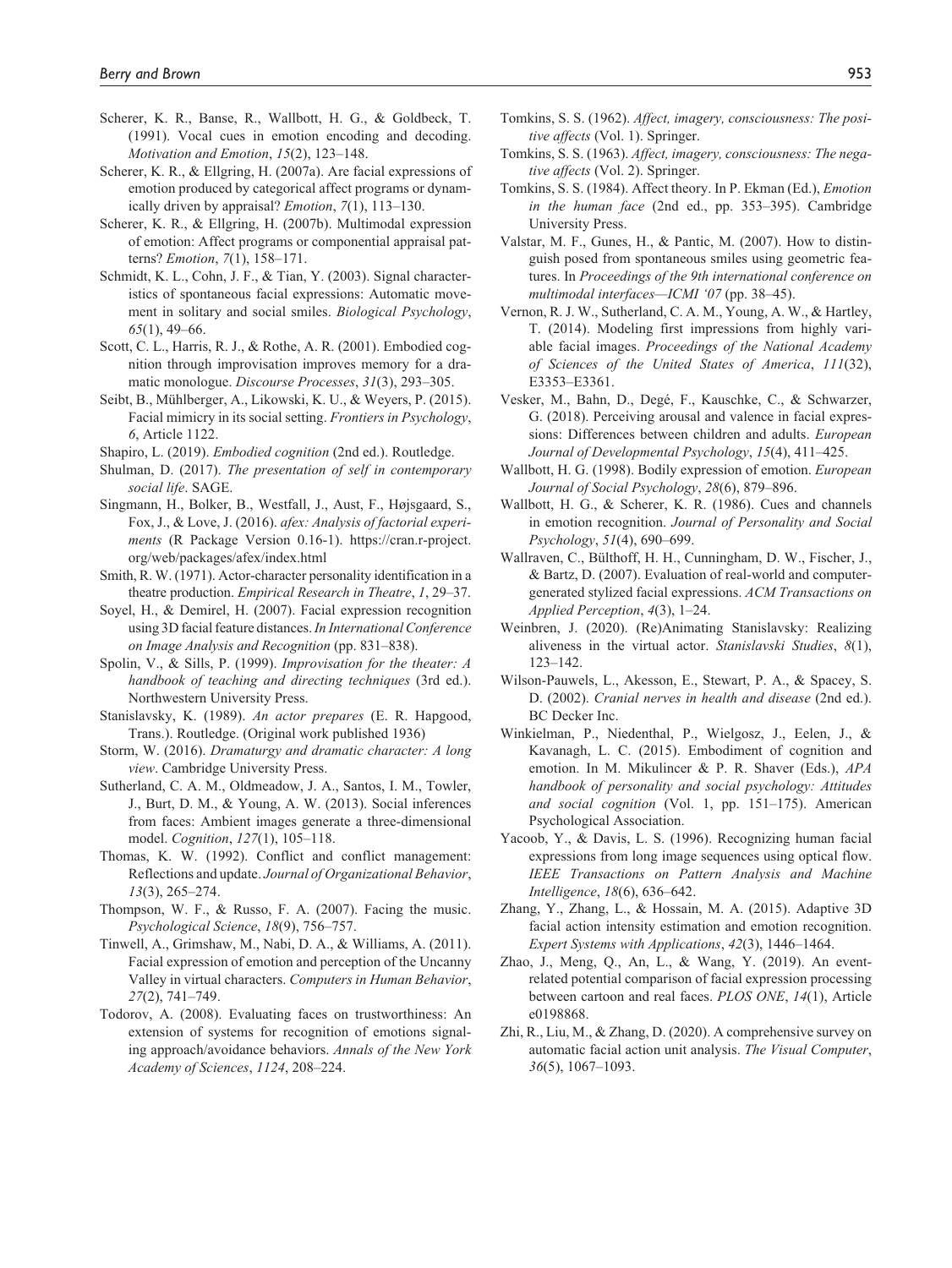Scherer, K. R., Banse, R., Wallbott, H. G., & Goldbeck, T. (1991). Vocal cues in emotion encoding and decoding. *Motivation and Emotion*, *15*(2), 123–148.

Scherer, K. R., & Ellgring, H. (2007a). Are facial expressions of emotion produced by categorical affect programs or dynamically driven by appraisal? *Emotion*, *7*(1), 113–130.

Scherer, K. R., & Ellgring, H. (2007b). Multimodal expression of emotion: Affect programs or componential appraisal patterns? *Emotion*, *7*(1), 158–171.

Schmidt, K. L., Cohn, J. F., & Tian, Y. (2003). Signal characteristics of spontaneous facial expressions: Automatic movement in solitary and social smiles. *Biological Psychology*, *65*(1), 49–66.

Scott, C. L., Harris, R. J., & Rothe, A. R. (2001). Embodied cognition through improvisation improves memory for a dramatic monologue. *Discourse Processes*, *31*(3), 293–305.

Seibt, B., Mühlberger, A., Likowski, K. U., & Weyers, P. (2015). Facial mimicry in its social setting. *Frontiers in Psychology*, *6*, Article 1122.

Shapiro, L. (2019). *Embodied cognition* (2nd ed.). Routledge.

Shulman, D. (2017). *The presentation of self in contemporary social life*. SAGE.

Singmann, H., Bolker, B., Westfall, J., Aust, F., Højsgaard, S., Fox, J., & Love, J. (2016). *afex: Analysis of factorial experiments* (R Package Version 0.16-1). https://cran.r-project.org/web/packages/afex/index.html

Smith, R. W. (1971). Actor-character personality identification in a theatre production. *Empirical Research in Theatre*, *1*, 29–37.

Soyel, H., & Demirel, H. (2007). Facial expression recognition using 3D facial feature distances. *In International Conference on Image Analysis and Recognition* (pp. 831–838).

Spolin, V., & Sills, P. (1999). *Improvisation for the theater: A handbook of teaching and directing techniques* (3rd ed.). Northwestern University Press.

Stanislavsky, K. (1989). *An actor prepares* (E. R. Hapgood, Trans.). Routledge. (Original work published 1936)

Storm, W. (2016). *Dramaturgy and dramatic character: A long view*. Cambridge University Press.

Sutherland, C. A. M., Oldmeadow, J. A., Santos, I. M., Towler, J., Burt, D. M., & Young, A. W. (2013). Social inferences from faces: Ambient images generate a three-dimensional model. *Cognition*, *127*(1), 105–118.

Thomas, K. W. (1992). Conflict and conflict management: Reflections and update. *Journal of Organizational Behavior*, *13*(3), 265–274.

Thompson, W. F., & Russo, F. A. (2007). Facing the music. *Psychological Science*, *18*(9), 756–757.

Tinwell, A., Grimshaw, M., Nabi, D. A., & Williams, A. (2011). Facial expression of emotion and perception of the Uncanny Valley in virtual characters. *Computers in Human Behavior*, *27*(2), 741–749.

Todorov, A. (2008). Evaluating faces on trustworthiness: An extension of systems for recognition of emotions signaling approach/avoidance behaviors. *Annals of the New York Academy of Sciences*, *1124*, 208–224.

Tomkins, S. S. (1962). *Affect, imagery, consciousness: The positive affects* (Vol. 1). Springer.

Tomkins, S. S. (1963). *Affect, imagery, consciousness: The negative affects* (Vol. 2). Springer.

Tomkins, S. S. (1984). Affect theory. In P. Ekman (Ed.), *Emotion in the human face* (2nd ed., pp. 353–395). Cambridge University Press.

Valstar, M. F., Gunes, H., & Pantic, M. (2007). How to distinguish posed from spontaneous smiles using geometric features. In *Proceedings of the 9th international conference on multimodal interfaces—ICMI '07* (pp. 38–45).

Vernon, R. J. W., Sutherland, C. A. M., Young, A. W., & Hartley, T. (2014). Modeling first impressions from highly variable facial images. *Proceedings of the National Academy of Sciences of the United States of America*, *111*(32), E3353–E3361.

Vesker, M., Bahn, D., Degé, F., Kauschke, C., & Schwarzer, G. (2018). Perceiving arousal and valence in facial expressions: Differences between children and adults. *European Journal of Developmental Psychology*, *15*(4), 411–425.

Wallbott, H. G. (1998). Bodily expression of emotion. *European Journal of Social Psychology*, *28*(6), 879–896.

Wallbott, H. G., & Scherer, K. R. (1986). Cues and channels in emotion recognition. *Journal of Personality and Social Psychology*, *51*(4), 690–699.

Wallraven, C., Bülthoff, H. H., Cunningham, D. W., Fischer, J., & Bartz, D. (2007). Evaluation of real-world and computer-generated stylized facial expressions. *ACM Transactions on Applied Perception*, *4*(3), 1–24.

Weinbren, J. (2020). (Re)Animating Stanislavsky: Realizing aliveness in the virtual actor. *Stanislavski Studies*, *8*(1), 123–142.

Wilson-Pauwels, L., Akesson, E., Stewart, P. A., & Spacey, S. D. (2002). *Cranial nerves in health and disease* (2nd ed.). BC Decker Inc.

Winkielman, P., Niedenthal, P., Wielgosz, J., Eelen, J., & Kavanagh, L. C. (2015). Embodiment of cognition and emotion. In M. Mikulincer & P. R. Shaver (Eds.), *APA handbook of personality and social psychology: Attitudes and social cognition* (Vol. 1, pp. 151–175). American Psychological Association.

Yacoob, Y., & Davis, L. S. (1996). Recognizing human facial expressions from long image sequences using optical flow. *IEEE Transactions on Pattern Analysis and Machine Intelligence*, *18*(6), 636–642.

Zhang, Y., Zhang, L., & Hossain, M. A. (2015). Adaptive 3D facial action intensity estimation and emotion recognition. *Expert Systems with Applications*, *42*(3), 1446–1464.

Zhao, J., Meng, Q., An, L., & Wang, Y. (2019). An event-related potential comparison of facial expression processing between cartoon and real faces. *PLOS ONE*, *14*(1), Article e0198868.

Zhi, R., Liu, M., & Zhang, D. (2020). A comprehensive survey on automatic facial action unit analysis. *The Visual Computer*, *36*(5), 1067–1093.